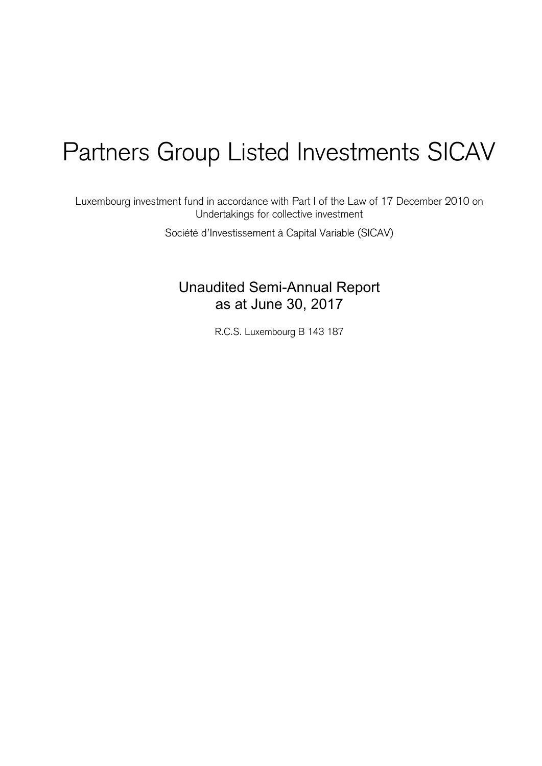# Partners Group Listed Investments SICAV

Luxembourg investment fund in accordance with Part I of the Law of 17 December 2010 on Undertakings for collective investment

Société d'Investissement à Capital Variable (SICAV)

## Unaudited Semi-Annual Report as at June 30, 2017

R.C.S. Luxembourg B 143 187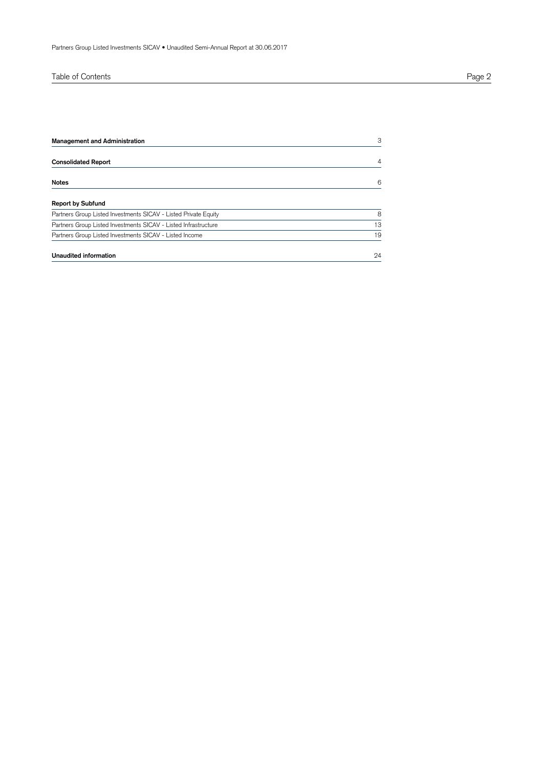# Table of Contents

| | |
|---|---|
| **Management and Administration** | 3 |
| **Consolidated Report** | 4 |
| **Notes** | 6 |
| **Report by Subfund** | |
| Partners Group Listed Investments SICAV - Listed Private Equity | 8 |
| Partners Group Listed Investments SICAV - Listed Infrastructure | 13 |
| Partners Group Listed Investments SICAV - Listed Income | 19 |
| **Unaudited information** | 24 |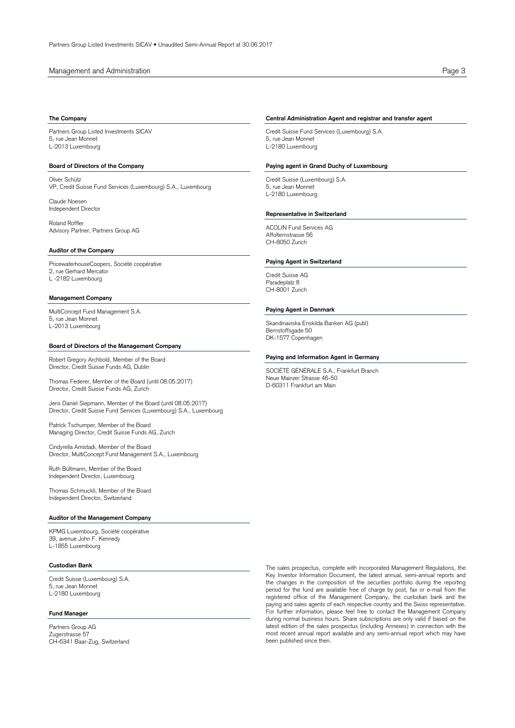# Management and Administration

### The Company

Partners Group Listed Investments SICAV
5, rue Jean Monnet
L-2013 Luxembourg

### Board of Directors of the Company

Oliver Schütz
VP, Credit Suisse Fund Services (Luxembourg) S.A., Luxembourg

Claude Noesen
Independent Director

Roland Roffler
Advisory Partner, Partners Group AG

### Auditor of the Company

PricewaterhouseCoopers, Société coopérative
2, rue Gerhard Mercator
L -2182 Luxembourg

### Management Company

MultiConcept Fund Management S.A.
5, rue Jean Monnet
L-2013 Luxembourg

### Board of Directors of the Management Company

Robert Gregory Archbold, Member of the Board
Director, Credit Suisse Funds AG, Dublin

Thomas Federer, Member of the Board (until 08.05.2017)
Director, Credit Suisse Funds AG, Zurich

Jens Daniel Siepmann, Member of the Board (until 08.05.2017)
Director, Credit Suisse Fund Services (Luxembourg) S.A., Luxembourg

Patrick Tschumper, Member of the Board
Managing Director, Credit Suisse Funds AG, Zurich

Cindyrella Amistadi, Member of the Board
Director, MultiConcept Fund Management S.A., Luxembourg

Ruth Bültmann, Member of the Board
Independent Director, Luxembourg

Thomas Schmuckli, Member of the Board
Independent Director, Switzerland

### Auditor of the Management Company

KPMG Luxembourg, Société coopérative
39, avenue John F. Kennedy
L-1855 Luxembourg

### Custodian Bank

Credit Suisse (Luxembourg) S.A.
5, rue Jean Monnet
L-2180 Luxembourg

### Fund Manager

Partners Group AG
Zugerstrasse 57
CH-6341 Baar-Zug, Switzerland

### Central Administration Agent and registrar and transfer agent

Credit Suisse Fund Services (Luxembourg) S.A.
5, rue Jean Monnet
L-2180 Luxembourg

### Paying agent in Grand Duchy of Luxembourg

Credit Suisse (Luxembourg) S.A.
5, rue Jean Monnet
L-2180 Luxembourg

### Representative in Switzerland

ACOLIN Fund Services AG
Affolternstrasse 56
CH-8050 Zurich

### Paying Agent in Switzerland

Credit Suisse AG
Paradeplatz 8
CH-8001 Zurich

### Paying Agent in Denmark

Skandinaviska Enskilda Banken AG (publ)
Bernstoffsgade 50
DK-1577 Copenhagen

### Paying and Information Agent in Germany

SOCIÉTÉ GÉNÉRALE S.A., Frankfurt Branch
Neue Mainzer Strasse 46-50
D-60311 Frankfurt am Main

The sales prospectus, complete with incorporated Management Regulations, the Key Investor Information Document, the latest annual, semi-annual reports and the changes in the composition of the securities portfolio during the reporting period for the fund are available free of charge by post, fax or e-mail from the registered office of the Management Company, the custodian bank and the paying and sales agents of each respective country and the Swiss representative. For further information, please feel free to contact the Management Company during normal business hours. Share subscriptions are only valid if based on the latest edition of the sales prospectus (including Annexes) in connection with the most recent annual report available and any semi-annual report which may have been published since then.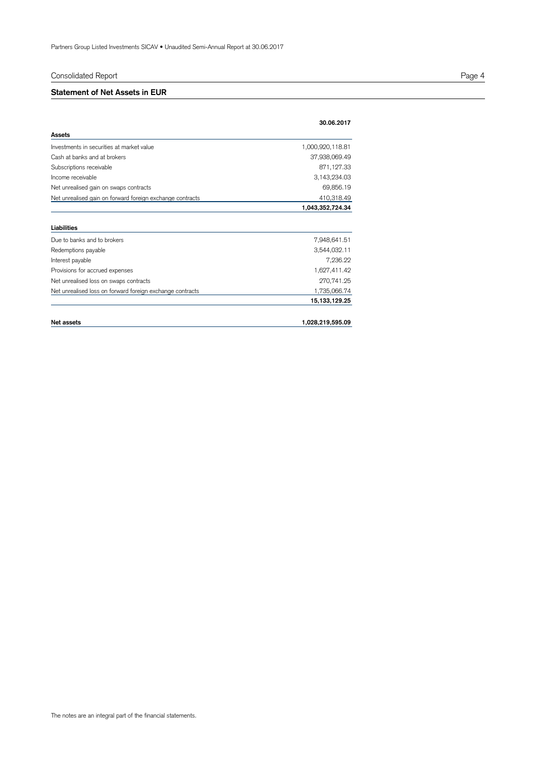## Consolidated Report

### Statement of Net Assets in EUR

| | 30.06.2017 |
|---|---|
| **Assets** | |
| Investments in securities at market value | 1,000,920,118.81 |
| Cash at banks and at brokers | 37,938,069.49 |
| Subscriptions receivable | 871,127.33 |
| Income receivable | 3,143,234.03 |
| Net unrealised gain on swaps contracts | 69,856.19 |
| Net unrealised gain on forward foreign exchange contracts | 410,318.49 |
| | **1,043,352,724.34** |
| **Liabilities** | |
| Due to banks and to brokers | 7,948,641.51 |
| Redemptions payable | 3,544,032.11 |
| Interest payable | 7,236.22 |
| Provisions for accrued expenses | 1,627,411.42 |
| Net unrealised loss on swaps contracts | 270,741.25 |
| Net unrealised loss on forward foreign exchange contracts | 1,735,066.74 |
| | **15,133,129.25** |
| **Net assets** | **1,028,219,595.09** |

The notes are an integral part of the financial statements.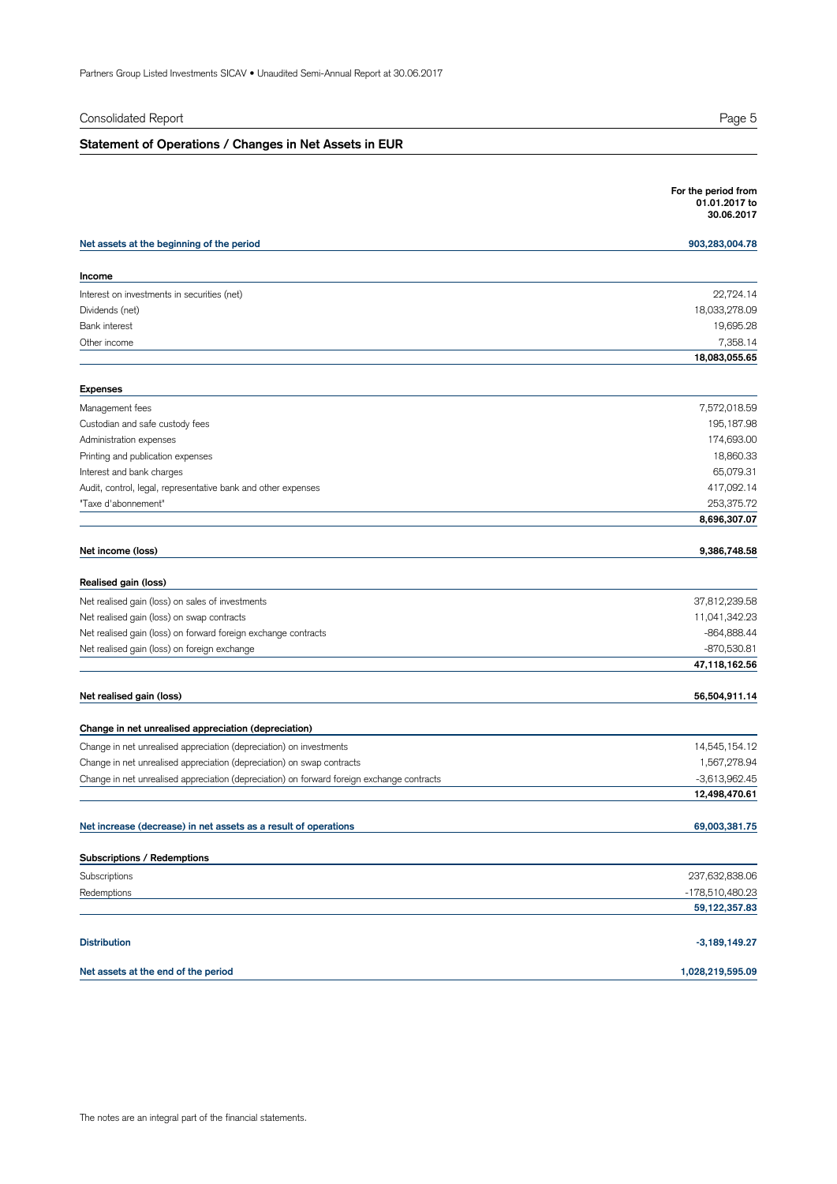## Consolidated Report

### Statement of Operations / Changes in Net Assets in EUR

| | For the period from 01.01.2017 to 30.06.2017 |
|---|---:|
| **Net assets at the beginning of the period** | **903,283,004.78** |
| **Income** | |
| Interest on investments in securities (net) | 22,724.14 |
| Dividends (net) | 18,033,278.09 |
| Bank interest | 19,695.28 |
| Other income | 7,358.14 |
| | **18,083,055.65** |
| **Expenses** | |
| Management fees | 7,572,018.59 |
| Custodian and safe custody fees | 195,187.98 |
| Administration expenses | 174,693.00 |
| Printing and publication expenses | 18,860.33 |
| Interest and bank charges | 65,079.31 |
| Audit, control, legal, representative bank and other expenses | 417,092.14 |
| "Taxe d'abonnement" | 253,375.72 |
| | **8,696,307.07** |
| **Net income (loss)** | **9,386,748.58** |
| **Realised gain (loss)** | |
| Net realised gain (loss) on sales of investments | 37,812,239.58 |
| Net realised gain (loss) on swap contracts | 11,041,342.23 |
| Net realised gain (loss) on forward foreign exchange contracts | -864,888.44 |
| Net realised gain (loss) on foreign exchange | -870,530.81 |
| | **47,118,162.56** |
| **Net realised gain (loss)** | **56,504,911.14** |
| **Change in net unrealised appreciation (depreciation)** | |
| Change in net unrealised appreciation (depreciation) on investments | 14,545,154.12 |
| Change in net unrealised appreciation (depreciation) on swap contracts | 1,567,278.94 |
| Change in net unrealised appreciation (depreciation) on forward foreign exchange contracts | -3,613,962.45 |
| | **12,498,470.61** |
| **Net increase (decrease) in net assets as a result of operations** | **69,003,381.75** |
| **Subscriptions / Redemptions** | |
| Subscriptions | 237,632,838.06 |
| Redemptions | -178,510,480.23 |
| | **59,122,357.83** |
| **Distribution** | **-3,189,149.27** |
| **Net assets at the end of the period** | **1,028,219,595.09** |

The notes are an integral part of the financial statements.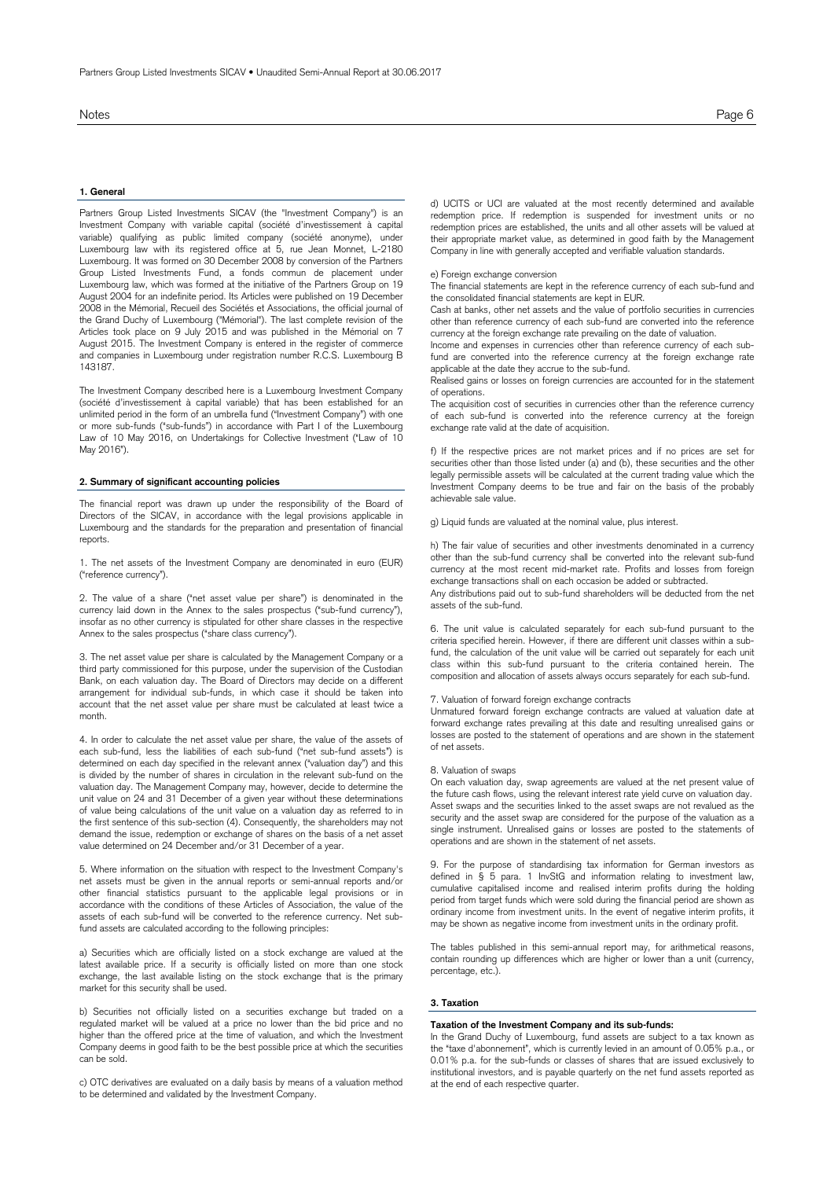## 1. General

Partners Group Listed Investments SICAV (the "Investment Company") is an Investment Company with variable capital (société d'investissement à capital variable) qualifying as public limited company (société anonyme), under Luxembourg law with its registered office at 5, rue Jean Monnet, L-2180 Luxembourg. It was formed on 30 December 2008 by conversion of the Partners Group Listed Investments Fund, a fonds commun de placement under Luxembourg law, which was formed at the initiative of the Partners Group on 19 August 2004 for an indefinite period. Its Articles were published on 19 December 2008 in the Mémorial, Recueil des Sociétés et Associations, the official journal of the Grand Duchy of Luxembourg ("Mémorial"). The last complete revision of the Articles took place on 9 July 2015 and was published in the Mémorial on 7 August 2015. The Investment Company is entered in the register of commerce and companies in Luxembourg under registration number R.C.S. Luxembourg B 143187.

The Investment Company described here is a Luxembourg Investment Company (société d'investissement à capital variable) that has been established for an unlimited period in the form of an umbrella fund ("Investment Company") with one or more sub-funds ("sub-funds") in accordance with Part I of the Luxembourg Law of 10 May 2016, on Undertakings for Collective Investment ("Law of 10 May 2016").

## 2. Summary of significant accounting policies

The financial report was drawn up under the responsibility of the Board of Directors of the SICAV, in accordance with the legal provisions applicable in Luxembourg and the standards for the preparation and presentation of financial reports.

1. The net assets of the Investment Company are denominated in euro (EUR) ("reference currency").

2. The value of a share ("net asset value per share") is denominated in the currency laid down in the Annex to the sales prospectus ("sub-fund currency"), insofar as no other currency is stipulated for other share classes in the respective Annex to the sales prospectus ("share class currency").

3. The net asset value per share is calculated by the Management Company or a third party commissioned for this purpose, under the supervision of the Custodian Bank, on each valuation day. The Board of Directors may decide on a different arrangement for individual sub-funds, in which case it should be taken into account that the net asset value per share must be calculated at least twice a month.

4. In order to calculate the net asset value per share, the value of the assets of each sub-fund, less the liabilities of each sub-fund ("net sub-fund assets") is determined on each day specified in the relevant annex ("valuation day") and this is divided by the number of shares in circulation in the relevant sub-fund on the valuation day. The Management Company may, however, decide to determine the unit value on 24 and 31 December of a given year without these determinations of value being calculations of the unit value on a valuation day as referred to in the first sentence of this sub-section (4). Consequently, the shareholders may not demand the issue, redemption or exchange of shares on the basis of a net asset value determined on 24 December and/or 31 December of a year.

5. Where information on the situation with respect to the Investment Company's net assets must be given in the annual reports or semi-annual reports and/or other financial statistics pursuant to the applicable legal provisions or in accordance with the conditions of these Articles of Association, the value of the assets of each sub-fund will be converted to the reference currency. Net sub-fund assets are calculated according to the following principles:

a) Securities which are officially listed on a stock exchange are valued at the latest available price. If a security is officially listed on more than one stock exchange, the last available listing on the stock exchange that is the primary market for this security shall be used.

b) Securities not officially listed on a securities exchange but traded on a regulated market will be valued at a price no lower than the bid price and no higher than the offered price at the time of valuation, and which the Investment Company deems in good faith to be the best possible price at which the securities can be sold.

c) OTC derivatives are evaluated on a daily basis by means of a valuation method to be determined and validated by the Investment Company.

d) UCITS or UCI are valuated at the most recently determined and available redemption price. If redemption is suspended for investment units or no redemption prices are established, the units and all other assets will be valued at their appropriate market value, as determined in good faith by the Management Company in line with generally accepted and verifiable valuation standards.

e) Foreign exchange conversion
The financial statements are kept in the reference currency of each sub-fund and the consolidated financial statements are kept in EUR.
Cash at banks, other net assets and the value of portfolio securities in currencies other than reference currency of each sub-fund are converted into the reference currency at the foreign exchange rate prevailing on the date of valuation.
Income and expenses in currencies other than reference currency of each sub-fund are converted into the reference currency at the foreign exchange rate applicable at the date they accrue to the sub-fund.
Realised gains or losses on foreign currencies are accounted for in the statement of operations.
The acquisition cost of securities in currencies other than the reference currency of each sub-fund is converted into the reference currency at the foreign exchange rate valid at the date of acquisition.

f) If the respective prices are not market prices and if no prices are set for securities other than those listed under (a) and (b), these securities and the other legally permissible assets will be calculated at the current trading value which the Investment Company deems to be true and fair on the basis of the probably achievable sale value.

g) Liquid funds are valuated at the nominal value, plus interest.

h) The fair value of securities and other investments denominated in a currency other than the sub-fund currency shall be converted into the relevant sub-fund currency at the most recent mid-market rate. Profits and losses from foreign exchange transactions shall on each occasion be added or subtracted.
Any distributions paid out to sub-fund shareholders will be deducted from the net assets of the sub-fund.

6. The unit value is calculated separately for each sub-fund pursuant to the criteria specified herein. However, if there are different unit classes within a sub-fund, the calculation of the unit value will be carried out separately for each unit class within this sub-fund pursuant to the criteria contained herein. The composition and allocation of assets always occurs separately for each sub-fund.

7. Valuation of forward foreign exchange contracts
Unmatured forward foreign exchange contracts are valued at valuation date at forward exchange rates prevailing at this date and resulting unrealised gains or losses are posted to the statement of operations and are shown in the statement of net assets.

8. Valuation of swaps
On each valuation day, swap agreements are valued at the net present value of the future cash flows, using the relevant interest rate yield curve on valuation day. Asset swaps and the securities linked to the asset swaps are not revalued as the security and the asset swap are considered for the purpose of the valuation as a single instrument. Unrealised gains or losses are posted to the statements of operations and are shown in the statement of net assets.

9. For the purpose of standardising tax information for German investors as defined in § 5 para. 1 InvStG and information relating to investment law, cumulative capitalised income and realised interim profits during the holding period from target funds which were sold during the financial period are shown as ordinary income from investment units. In the event of negative interim profits, it may be shown as negative income from investment units in the ordinary profit.

The tables published in this semi-annual report may, for arithmetical reasons, contain rounding up differences which are higher or lower than a unit (currency, percentage, etc.).

## 3. Taxation

**Taxation of the Investment Company and its sub-funds:**
In the Grand Duchy of Luxembourg, fund assets are subject to a tax known as the "taxe d'abonnement", which is currently levied in an amount of 0.05% p.a., or 0.01% p.a. for the sub-funds or classes of shares that are issued exclusively to institutional investors, and is payable quarterly on the net fund assets reported as at the end of each respective quarter.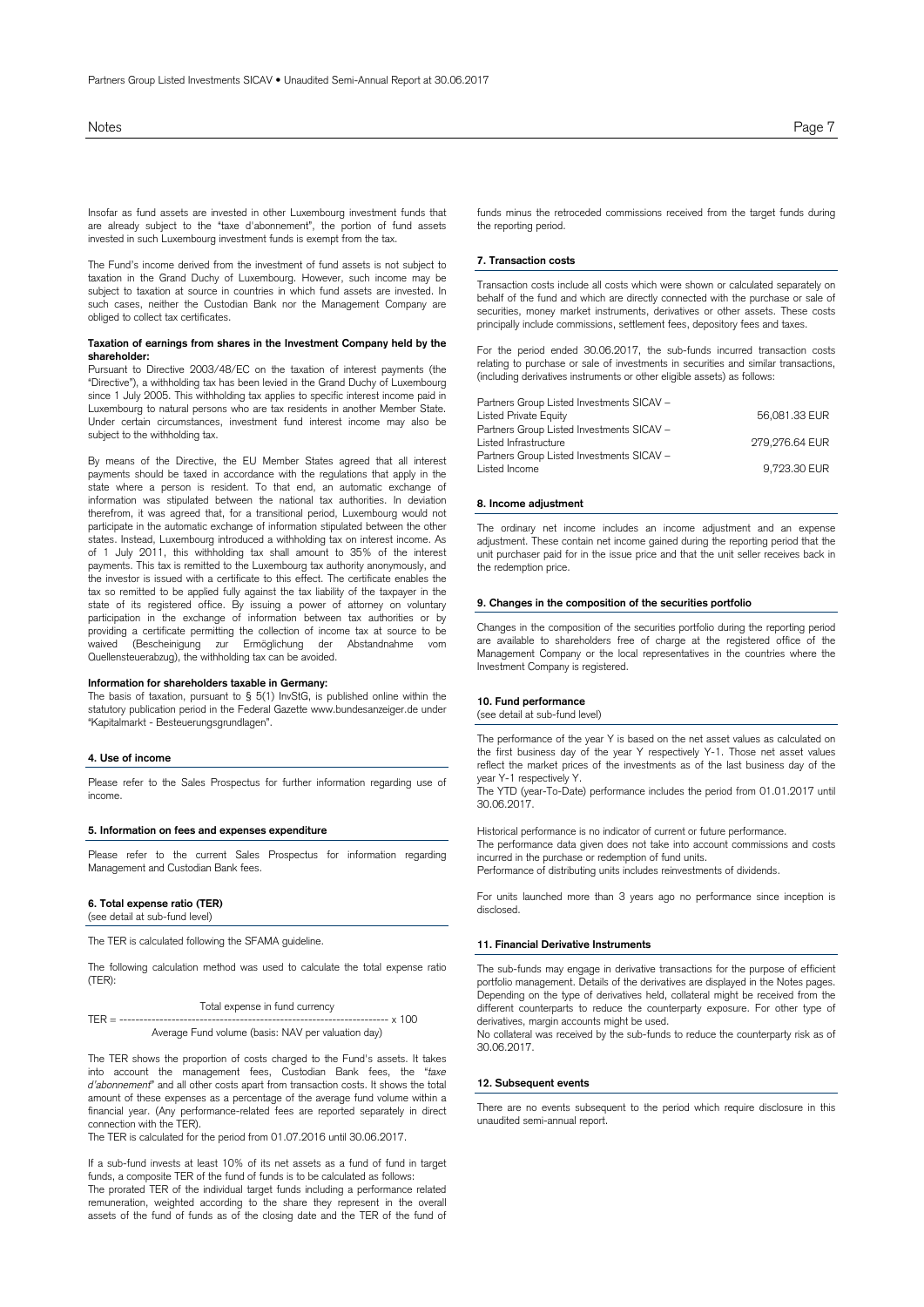Insofar as fund assets are invested in other Luxembourg investment funds that are already subject to the "taxe d'abonnement", the portion of fund assets invested in such Luxembourg investment funds is exempt from the tax.

The Fund's income derived from the investment of fund assets is not subject to taxation in the Grand Duchy of Luxembourg. However, such income may be subject to taxation at source in countries in which fund assets are invested. In such cases, neither the Custodian Bank nor the Management Company are obliged to collect tax certificates.

**Taxation of earnings from shares in the Investment Company held by the shareholder:**

Pursuant to Directive 2003/48/EC on the taxation of interest payments (the "Directive"), a withholding tax has been levied in the Grand Duchy of Luxembourg since 1 July 2005. This withholding tax applies to specific interest income paid in Luxembourg to natural persons who are tax residents in another Member State. Under certain circumstances, investment fund interest income may also be subject to the withholding tax.

By means of the Directive, the EU Member States agreed that all interest payments should be taxed in accordance with the regulations that apply in the state where a person is resident. To that end, an automatic exchange of information was stipulated between the national tax authorities. In deviation therefrom, it was agreed that, for a transitional period, Luxembourg would not participate in the automatic exchange of information stipulated between the other states. Instead, Luxembourg introduced a withholding tax on interest income. As of 1 July 2011, this withholding tax shall amount to 35% of the interest payments. This tax is remitted to the Luxembourg tax authority anonymously, and the investor is issued with a certificate to this effect. The certificate enables the tax so remitted to be applied fully against the tax liability of the taxpayer in the state of its registered office. By issuing a power of attorney on voluntary participation in the exchange of information between tax authorities or by providing a certificate permitting the collection of income tax at source to be waived (Bescheinigung zur Ermöglichung der Abstandnahme vom Quellensteuerabzug), the withholding tax can be avoided.

**Information for shareholders taxable in Germany:**

The basis of taxation, pursuant to § 5(1) InvStG, is published online within the statutory publication period in the Federal Gazette www.bundesanzeiger.de under "Kapitalmarkt - Besteuerungsgrundlagen".

### 4. Use of income

Please refer to the Sales Prospectus for further information regarding use of income.

### 5. Information on fees and expenses expenditure

Please refer to the current Sales Prospectus for information regarding Management and Custodian Bank fees.

### 6. Total expense ratio (TER)

(see detail at sub-fund level)

The TER is calculated following the SFAMA guideline.

The following calculation method was used to calculate the total expense ratio (TER):

$$TER = \frac{\text{Total expense in fund currency}}{\text{Average Fund volume (basis: NAV per valuation day)}} \times 100$$

The TER shows the proportion of costs charged to the Fund's assets. It takes into account the management fees, Custodian Bank fees, the "*taxe d'abonnement*" and all other costs apart from transaction costs. It shows the total amount of these expenses as a percentage of the average fund volume within a financial year. (Any performance-related fees are reported separately in direct connection with the TER).

The TER is calculated for the period from 01.07.2016 until 30.06.2017.

If a sub-fund invests at least 10% of its net assets as a fund of fund in target funds, a composite TER of the fund of funds is to be calculated as follows:

The prorated TER of the individual target funds including a performance related remuneration, weighted according to the share they represent in the overall assets of the fund of funds as of the closing date and the TER of the fund of funds minus the retroceded commissions received from the target funds during the reporting period.

### 7. Transaction costs

Transaction costs include all costs which were shown or calculated separately on behalf of the fund and which are directly connected with the purchase or sale of securities, money market instruments, derivatives or other assets. These costs principally include commissions, settlement fees, depository fees and taxes.

For the period ended 30.06.2017, the sub-funds incurred transaction costs relating to purchase or sale of investments in securities and similar transactions, (including derivatives instruments or other eligible assets) as follows:

| | |
|---|---|
| Partners Group Listed Investments SICAV – Listed Private Equity | 56,081.33 EUR |
| Partners Group Listed Investments SICAV – Listed Infrastructure | 279,276.64 EUR |
| Partners Group Listed Investments SICAV – Listed Income | 9,723.30 EUR |

### 8. Income adjustment

The ordinary net income includes an income adjustment and an expense adjustment. These contain net income gained during the reporting period that the unit purchaser paid for in the issue price and that the unit seller receives back in the redemption price.

### 9. Changes in the composition of the securities portfolio

Changes in the composition of the securities portfolio during the reporting period are available to shareholders free of charge at the registered office of the Management Company or the local representatives in the countries where the Investment Company is registered.

### 10. Fund performance

(see detail at sub-fund level)

The performance of the year Y is based on the net asset values as calculated on the first business day of the year Y respectively Y-1. Those net asset values reflect the market prices of the investments as of the last business day of the year Y-1 respectively Y.

The YTD (year-To-Date) performance includes the period from 01.01.2017 until 30.06.2017.

Historical performance is no indicator of current or future performance.

The performance data given does not take into account commissions and costs incurred in the purchase or redemption of fund units.

Performance of distributing units includes reinvestments of dividends.

For units launched more than 3 years ago no performance since inception is disclosed.

### 11. Financial Derivative Instruments

The sub-funds may engage in derivative transactions for the purpose of efficient portfolio management. Details of the derivatives are displayed in the Notes pages. Depending on the type of derivatives held, collateral might be received from the different counterparts to reduce the counterparty exposure. For other type of derivatives, margin accounts might be used.

No collateral was received by the sub-funds to reduce the counterparty risk as of 30.06.2017.

### 12. Subsequent events

There are no events subsequent to the period which require disclosure in this unaudited semi-annual report.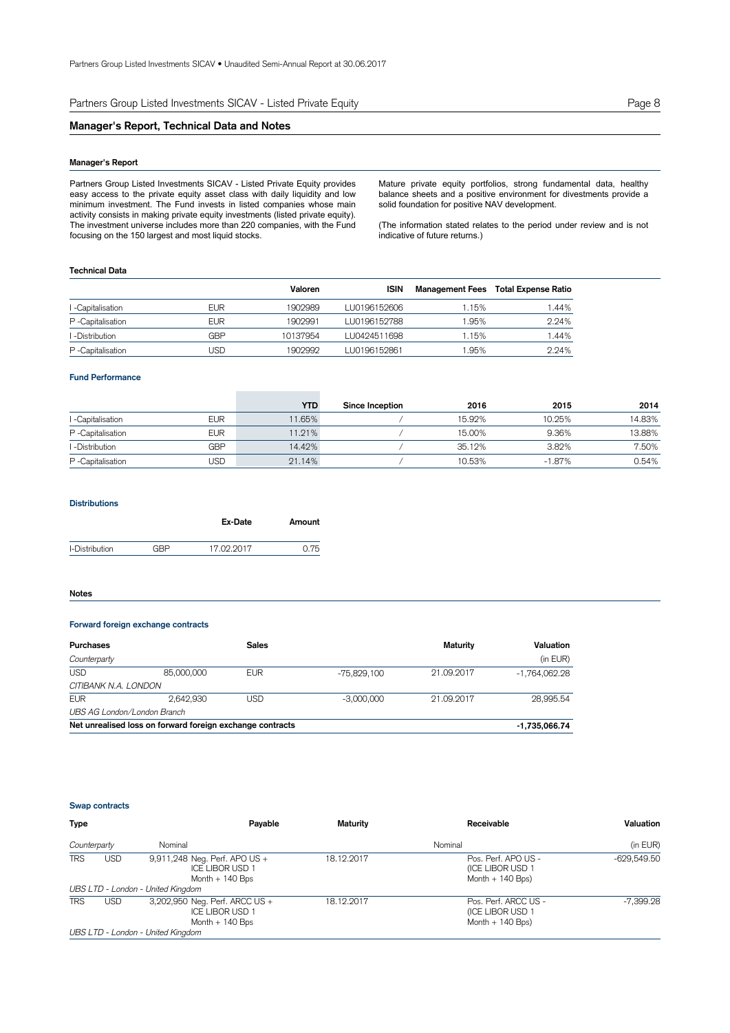## Manager's Report, Technical Data and Notes

### Manager's Report

Partners Group Listed Investments SICAV - Listed Private Equity provides easy access to the private equity asset class with daily liquidity and low minimum investment. The Fund invests in listed companies whose main activity consists in making private equity investments (listed private equity). The investment universe includes more than 220 companies, with the Fund focusing on the 150 largest and most liquid stocks.

Mature private equity portfolios, strong fundamental data, healthy balance sheets and a positive environment for divestments provide a solid foundation for positive NAV development.

(The information stated relates to the period under review and is not indicative of future returns.)

### Technical Data

| | | Valoren | ISIN | Management Fees | Total Expense Ratio |
|---|---|---|---|---|---|
| I -Capitalisation | EUR | 1902989 | LU0196152606 | 1.15% | 1.44% |
| P -Capitalisation | EUR | 1902991 | LU0196152788 | 1.95% | 2.24% |
| I -Distribution | GBP | 10137954 | LU0424511698 | 1.15% | 1.44% |
| P -Capitalisation | USD | 1902992 | LU0196152861 | 1.95% | 2.24% |

### Fund Performance

| | | YTD | Since Inception | 2016 | 2015 | 2014 |
|---|---|---|---|---|---|---|
| I -Capitalisation | EUR | 11.65% | / | 15.92% | 10.25% | 14.83% |
| P -Capitalisation | EUR | 11.21% | / | 15.00% | 9.36% | 13.88% |
| I -Distribution | GBP | 14.42% | / | 35.12% | 3.82% | 7.50% |
| P -Capitalisation | USD | 21.14% | / | 10.53% | -1.87% | 0.54% |

### Distributions

| | | Ex-Date | Amount |
|---|---|---|---|
| I-Distribution | GBP | 17.02.2017 | 0.75 |

### Notes

#### Forward foreign exchange contracts

| Purchases | | Sales | | Maturity | Valuation |
|---|---|---|---|---|---|
| *Counterparty* | | | | | (in EUR) |
| USD | 85,000,000 | EUR | -75,829,100 | 21.09.2017 | -1,764,062.28 |
| *CITIBANK N.A. LONDON* | | | | | |
| EUR | 2,642,930 | USD | -3,000,000 | 21.09.2017 | 28,995.54 |
| *UBS AG London/London Branch* | | | | | |
| **Net unrealised loss on forward foreign exchange contracts** | | | | | **-1,735,066.74** |

#### Swap contracts

| Type | | Payable | Maturity | Receivable | Valuation |
|---|---|---|---|---|---|
| *Counterparty* | | Nominal | | Nominal | (in EUR) |
| TRS | USD | 9,911,248 Neg. Perf. APO US + ICE LIBOR USD 1 Month + 140 Bps | 18.12.2017 | Pos. Perf. APO US - (ICE LIBOR USD 1 Month + 140 Bps) | -629,549.50 |
| *UBS LTD - London - United Kingdom* | | | | | |
| TRS | USD | 3,202,950 Neg. Perf. ARCC US + ICE LIBOR USD 1 Month + 140 Bps | 18.12.2017 | Pos. Perf. ARCC US - (ICE LIBOR USD 1 Month + 140 Bps) | -7,399.28 |
| *UBS LTD - London - United Kingdom* | | | | | |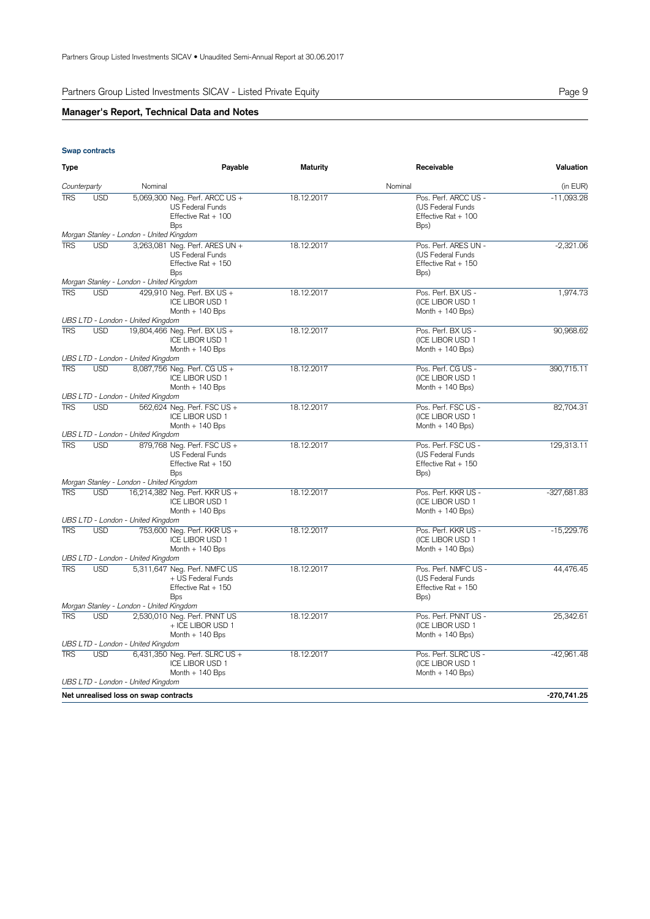## Manager's Report, Technical Data and Notes

### Swap contracts

| Type | | Nominal | Payable | Maturity | Nominal | Receivable | Valuation (in EUR) |
|---|---|---|---|---|---|---|---|
| *Counterparty* | | | | | | | |
| TRS | USD | 5,069,300 | Neg. Perf. ARCC US + US Federal Funds Effective Rat + 100 Bps | 18.12.2017 | | Pos. Perf. ARCC US - (US Federal Funds Effective Rat + 100 Bps) | -11,093.28 |
| *Morgan Stanley - London - United Kingdom* | | | | | | | |
| TRS | USD | 3,263,081 | Neg. Perf. ARES UN + US Federal Funds Effective Rat + 150 Bps | 18.12.2017 | | Pos. Perf. ARES UN - (US Federal Funds Effective Rat + 150 Bps) | -2,321.06 |
| *Morgan Stanley - London - United Kingdom* | | | | | | | |
| TRS | USD | 429,910 | Neg. Perf. BX US + ICE LIBOR USD 1 Month + 140 Bps | 18.12.2017 | | Pos. Perf. BX US - (ICE LIBOR USD 1 Month + 140 Bps) | 1,974.73 |
| *UBS LTD - London - United Kingdom* | | | | | | | |
| TRS | USD | 19,804,466 | Neg. Perf. BX US + ICE LIBOR USD 1 Month + 140 Bps | 18.12.2017 | | Pos. Perf. BX US - (ICE LIBOR USD 1 Month + 140 Bps) | 90,968.62 |
| *UBS LTD - London - United Kingdom* | | | | | | | |
| TRS | USD | 8,087,756 | Neg. Perf. CG US + ICE LIBOR USD 1 Month + 140 Bps | 18.12.2017 | | Pos. Perf. CG US - (ICE LIBOR USD 1 Month + 140 Bps) | 390,715.11 |
| *UBS LTD - London - United Kingdom* | | | | | | | |
| TRS | USD | 562,624 | Neg. Perf. FSC US + ICE LIBOR USD 1 Month + 140 Bps | 18.12.2017 | | Pos. Perf. FSC US - (ICE LIBOR USD 1 Month + 140 Bps) | 82,704.31 |
| *UBS LTD - London - United Kingdom* | | | | | | | |
| TRS | USD | 879,768 | Neg. Perf. FSC US + US Federal Funds Effective Rat + 150 Bps | 18.12.2017 | | Pos. Perf. FSC US - (US Federal Funds Effective Rat + 150 Bps) | 129,313.11 |
| *Morgan Stanley - London - United Kingdom* | | | | | | | |
| TRS | USD | 16,214,382 | Neg. Perf. KKR US + ICE LIBOR USD 1 Month + 140 Bps | 18.12.2017 | | Pos. Perf. KKR US - (ICE LIBOR USD 1 Month + 140 Bps) | -327,681.83 |
| *UBS LTD - London - United Kingdom* | | | | | | | |
| TRS | USD | 753,600 | Neg. Perf. KKR US + ICE LIBOR USD 1 Month + 140 Bps | 18.12.2017 | | Pos. Perf. KKR US - (ICE LIBOR USD 1 Month + 140 Bps) | -15,229.76 |
| *UBS LTD - London - United Kingdom* | | | | | | | |
| TRS | USD | 5,311,647 | Neg. Perf. NMFC US + US Federal Funds Effective Rat + 150 Bps | 18.12.2017 | | Pos. Perf. NMFC US - (US Federal Funds Effective Rat + 150 Bps) | 44,476.45 |
| *Morgan Stanley - London - United Kingdom* | | | | | | | |
| TRS | USD | 2,530,010 | Neg. Perf. PNNT US + ICE LIBOR USD 1 Month + 140 Bps | 18.12.2017 | | Pos. Perf. PNNT US - (ICE LIBOR USD 1 Month + 140 Bps) | 25,342.61 |
| *UBS LTD - London - United Kingdom* | | | | | | | |
| TRS | USD | 6,431,350 | Neg. Perf. SLRC US + ICE LIBOR USD 1 Month + 140 Bps | 18.12.2017 | | Pos. Perf. SLRC US - (ICE LIBOR USD 1 Month + 140 Bps) | -42,961.48 |
| *UBS LTD - London - United Kingdom* | | | | | | | |
| **Net unrealised loss on swap contracts** | | | | | | | **-270,741.25** |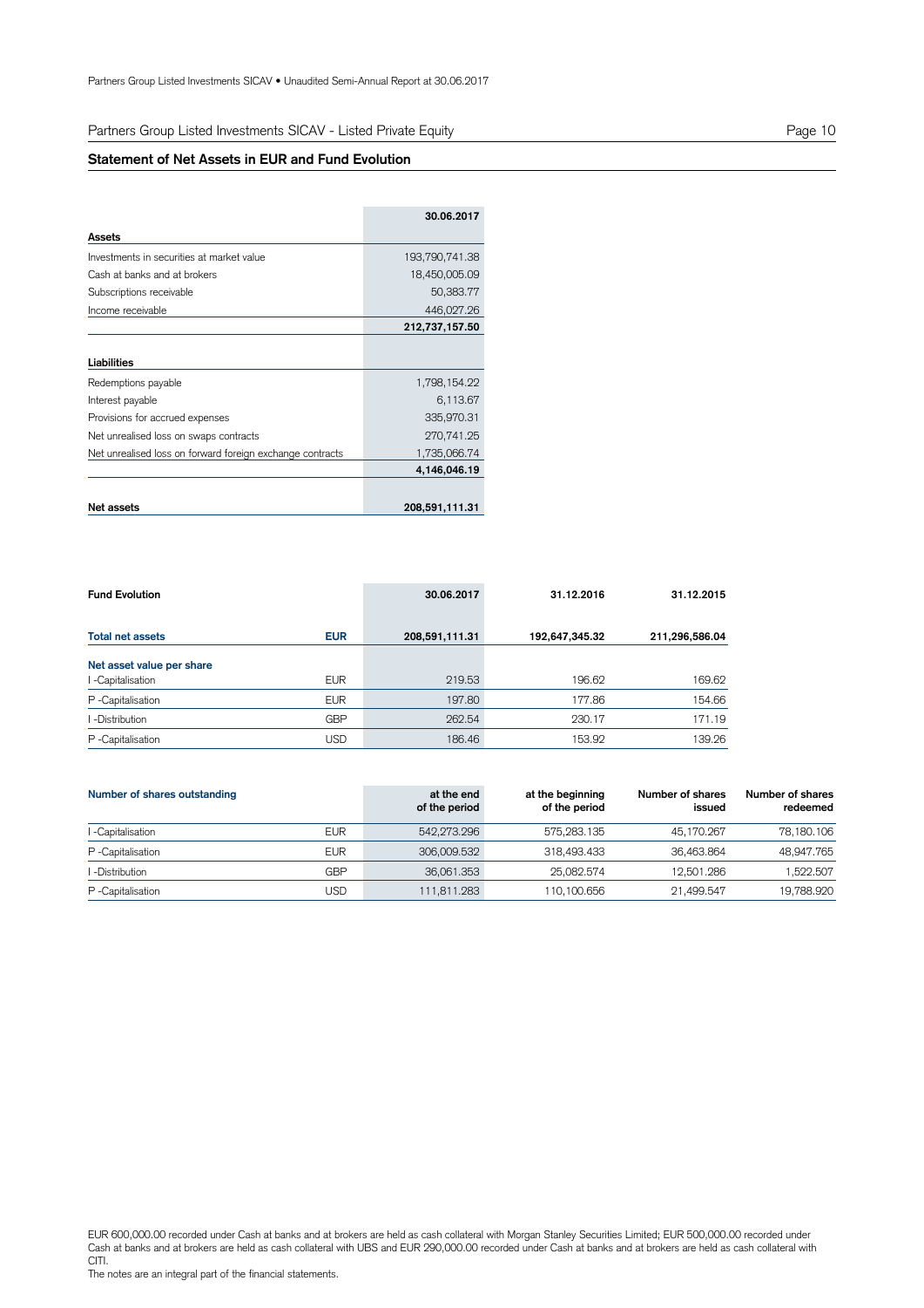## Partners Group Listed Investments SICAV - Listed Private Equity

### Statement of Net Assets in EUR and Fund Evolution

| | 30.06.2017 |
|---|---|
| **Assets** | |
| Investments in securities at market value | 193,790,741.38 |
| Cash at banks and at brokers | 18,450,005.09 |
| Subscriptions receivable | 50,383.77 |
| Income receivable | 446,027.26 |
| | **212,737,157.50** |
| **Liabilities** | |
| Redemptions payable | 1,798,154.22 |
| Interest payable | 6,113.67 |
| Provisions for accrued expenses | 335,970.31 |
| Net unrealised loss on swaps contracts | 270,741.25 |
| Net unrealised loss on forward foreign exchange contracts | 1,735,066.74 |
| | **4,146,046.19** |
| **Net assets** | **208,591,111.31** |

| **Fund Evolution** | | **30.06.2017** | **31.12.2016** | **31.12.2015** |
|---|---|---|---|---|
| **Total net assets** | **EUR** | **208,591,111.31** | **192,647,345.32** | **211,296,586.04** |
| **Net asset value per share** | | | | |
| I -Capitalisation | EUR | 219.53 | 196.62 | 169.62 |
| P -Capitalisation | EUR | 197.80 | 177.86 | 154.66 |
| I -Distribution | GBP | 262.54 | 230.17 | 171.19 |
| P -Capitalisation | USD | 186.46 | 153.92 | 139.26 |

| **Number of shares outstanding** | | **at the end of the period** | **at the beginning of the period** | **Number of shares issued** | **Number of shares redeemed** |
|---|---|---|---|---|---|
| I -Capitalisation | EUR | 542,273.296 | 575,283.135 | 45,170.267 | 78,180.106 |
| P -Capitalisation | EUR | 306,009.532 | 318,493.433 | 36,463.864 | 48,947.765 |
| I -Distribution | GBP | 36,061.353 | 25,082.574 | 12,501.286 | 1,522.507 |
| P -Capitalisation | USD | 111,811.283 | 110,100.656 | 21,499.547 | 19,788.920 |

EUR 600,000.00 recorded under Cash at banks and at brokers are held as cash collateral with Morgan Stanley Securities Limited; EUR 500,000.00 recorded under Cash at banks and at brokers are held as cash collateral with UBS and EUR 290,000.00 recorded under Cash at banks and at brokers are held as cash collateral with CITI.

The notes are an integral part of the financial statements.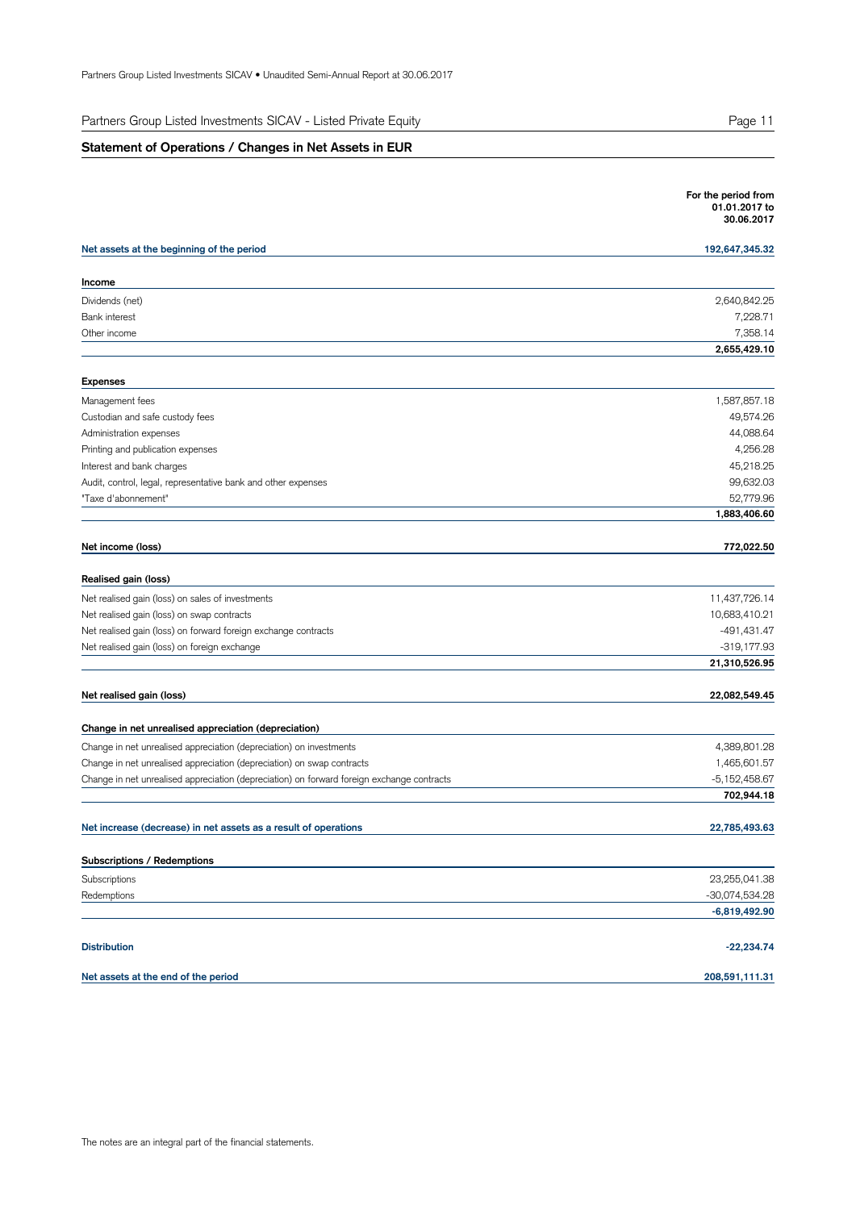## Partners Group Listed Investments SICAV - Listed Private Equity

### Statement of Operations / Changes in Net Assets in EUR

| | For the period from 01.01.2017 to 30.06.2017 |
|---|---|
| **Net assets at the beginning of the period** | **192,647,345.32** |
| **Income** | |
| Dividends (net) | 2,640,842.25 |
| Bank interest | 7,228.71 |
| Other income | 7,358.14 |
| | **2,655,429.10** |
| **Expenses** | |
| Management fees | 1,587,857.18 |
| Custodian and safe custody fees | 49,574.26 |
| Administration expenses | 44,088.64 |
| Printing and publication expenses | 4,256.28 |
| Interest and bank charges | 45,218.25 |
| Audit, control, legal, representative bank and other expenses | 99,632.03 |
| "Taxe d'abonnement" | 52,779.96 |
| | **1,883,406.60** |
| **Net income (loss)** | **772,022.50** |
| **Realised gain (loss)** | |
| Net realised gain (loss) on sales of investments | 11,437,726.14 |
| Net realised gain (loss) on swap contracts | 10,683,410.21 |
| Net realised gain (loss) on forward foreign exchange contracts | -491,431.47 |
| Net realised gain (loss) on foreign exchange | -319,177.93 |
| | **21,310,526.95** |
| **Net realised gain (loss)** | **22,082,549.45** |
| **Change in net unrealised appreciation (depreciation)** | |
| Change in net unrealised appreciation (depreciation) on investments | 4,389,801.28 |
| Change in net unrealised appreciation (depreciation) on swap contracts | 1,465,601.57 |
| Change in net unrealised appreciation (depreciation) on forward foreign exchange contracts | -5,152,458.67 |
| | **702,944.18** |
| **Net increase (decrease) in net assets as a result of operations** | **22,785,493.63** |
| **Subscriptions / Redemptions** | |
| Subscriptions | 23,255,041.38 |
| Redemptions | -30,074,534.28 |
| | **-6,819,492.90** |
| **Distribution** | **-22,234.74** |
| **Net assets at the end of the period** | **208,591,111.31** |

The notes are an integral part of the financial statements.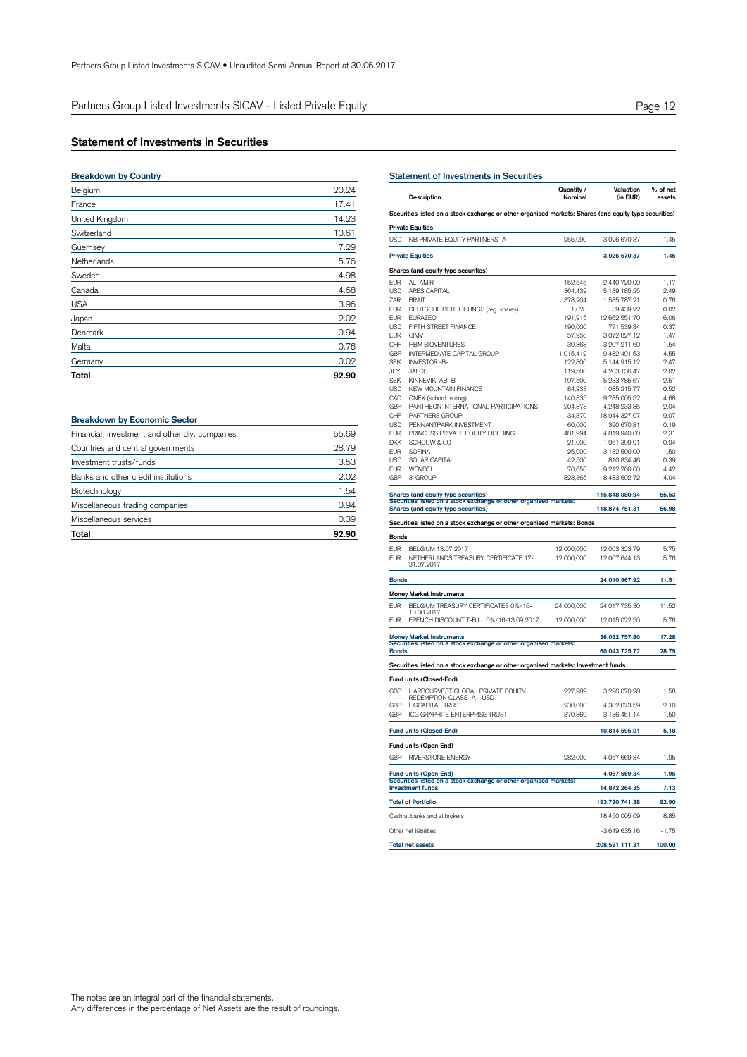Partners Group Listed Investments SICAV • Unaudited Semi-Annual Report at 30.06.2017

## Partners Group Listed Investments SICAV - Listed Private Equity

### Statement of Investments in Securities

#### Breakdown by Country

| | |
|---|---|
| Belgium | 20.24 |
| France | 17.41 |
| United Kingdom | 14.23 |
| Switzerland | 10.61 |
| Guernsey | 7.29 |
| Netherlands | 5.76 |
| Sweden | 4.98 |
| Canada | 4.68 |
| USA | 3.96 |
| Japan | 2.02 |
| Denmark | 0.94 |
| Malta | 0.76 |
| Germany | 0.02 |
| **Total** | **92.90** |

#### Breakdown by Economic Sector

| | |
|---|---|
| Financial, investment and other div. companies | 55.69 |
| Countries and central governments | 28.79 |
| Investment trusts/funds | 3.53 |
| Banks and other credit institutions | 2.02 |
| Biotechnology | 1.54 |
| Miscellaneous trading companies | 0.94 |
| Miscellaneous services | 0.39 |
| **Total** | **92.90** |

#### Statement of Investments in Securities

| | Description | Quantity / Nominal | Valuation (in EUR) | % of net assets |
|---|---|---|---|---|
| **Securities listed on a stock exchange or other organised markets: Shares (and equity-type securities)** | | | | |
| **Private Equities** | | | | |
| USD | NB PRIVATE EQUITY PARTNERS -A- | 255,990 | 3,026,670.37 | 1.45 |
| **Private Equities** | | | **3,026,670.37** | **1.45** |
| **Shares (and equity-type securities)** | | | | |
| EUR | ALTAMIR | 152,545 | 2,440,720.00 | 1.17 |
| USD | ARES CAPITAL | 364,439 | 5,189,185.25 | 2.49 |
| ZAR | BRAIT | 378,204 | 1,585,787.21 | 0.76 |
| EUR | DEUTSCHE BETEILIGUNGS (reg. shares) | 1,028 | 39,439.22 | 0.02 |
| EUR | EURAZEO | 191,915 | 12,662,551.70 | 6.06 |
| USD | FIFTH STREET FINANCE | 190,000 | 771,539.84 | 0.37 |
| EUR | GIMV | 57,956 | 3,072,827.12 | 1.47 |
| CHF | HBM BIOVENTURES | 30,868 | 3,207,211.60 | 1.54 |
| GBP | INTERMEDIATE CAPITAL GROUP | 1,015,412 | 9,482,491.63 | 4.55 |
| SEK | INVESTOR -B- | 122,800 | 5,144,915.12 | 2.47 |
| JPY | JAFCO | 119,500 | 4,203,136.47 | 2.02 |
| SEK | KINNEVIK AB -B- | 197,500 | 5,233,785.67 | 2.51 |
| USD | NEW MOUNTAIN FINANCE | 84,933 | 1,085,215.77 | 0.52 |
| CAD | ONEX (subord. voting) | 140,835 | 9,785,005.52 | 4.68 |
| GBP | PANTHEON INTERNATIONAL PARTICIPATIONS | 204,873 | 4,248,233.85 | 2.04 |
| CHF | PARTNERS GROUP | 34,870 | 18,944,327.07 | 9.07 |
| USD | PENNANTPARK INVESTMENT | 60,000 | 390,670.81 | 0.19 |
| EUR | PRINCESS PRIVATE EQUITY HOLDING | 481,994 | 4,819,940.00 | 2.31 |
| DKK | SCHOUW & CO | 21,000 | 1,951,399.91 | 0.94 |
| EUR | SOFINA | 25,000 | 3,132,500.00 | 1.50 |
| USD | SOLAR CAPITAL | 42,500 | 810,834.46 | 0.39 |
| EUR | WENDEL | 70,650 | 9,212,760.00 | 4.42 |
| GBP | 3I GROUP | 823,365 | 8,433,602.72 | 4.04 |
| **Shares (and equity-type securities)** | | | **115,848,080.94** | **55.53** |
| **Securities listed on a stock exchange or other organised markets: Shares (and equity-type securities)** | | | **118,874,751.31** | **56.98** |
| **Securities listed on a stock exchange or other organised markets: Bonds** | | | | |
| **Bonds** | | | | |
| EUR | BELGIUM 13.07.2017 | 12,000,000 | 12,003,323.79 | 5.75 |
| EUR | NETHERLANDS TREASURY CERTIFICATE 17-31.07.2017 | 12,000,000 | 12,007,644.13 | 5.76 |
| **Bonds** | | | **24,010,967.92** | **11.51** |
| **Money Market Instruments** | | | | |
| EUR | BELGIUM TREASURY CERTIFICATES 0%/16-10.08.2017 | 24,000,000 | 24,017,735.30 | 11.52 |
| EUR | FRENCH DISCOUNT T-BILL 0%/16-13.09.2017 | 12,000,000 | 12,015,022.50 | 5.76 |
| **Money Market Instruments** | | | **36,032,757.80** | **17.28** |
| **Securities listed on a stock exchange or other organised markets: Bonds** | | | **60,043,725.72** | **28.79** |
| **Securities listed on a stock exchange or other organised markets: Investment funds** | | | | |
| **Fund units (Closed-End)** | | | | |
| GBP | HARBOURVEST GLOBAL PRIVATE EQUITY REDEMPTION CLASS -A- -USD- | 227,989 | 3,296,070.28 | 1.58 |
| GBP | HGCAPITAL TRUST | 230,000 | 4,382,073.59 | 2.10 |
| GBP | ICG GRAPHITE ENTERPRISE TRUST | 370,869 | 3,136,451.14 | 1.50 |
| **Fund units (Closed-End)** | | | **10,814,595.01** | **5.18** |
| **Fund units (Open-End)** | | | | |
| GBP | RIVERSTONE ENERGY | 282,000 | 4,057,669.34 | 1.95 |
| **Fund units (Open-End)** | | | **4,057,669.34** | **1.95** |
| **Securities listed on a stock exchange or other organised markets: Investment funds** | | | **14,872,264.35** | **7.13** |
| **Total of Portfolio** | | | **193,790,741.38** | **92.90** |
| Cash at banks and at brokers | | | 18,450,005.09 | 8.85 |
| Other net liabilities | | | -3,649,635.16 | -1.75 |
| **Total net assets** | | | **208,591,111.31** | **100.00** |

The notes are an integral part of the financial statements.
Any differences in the percentage of Net Assets are the result of roundings.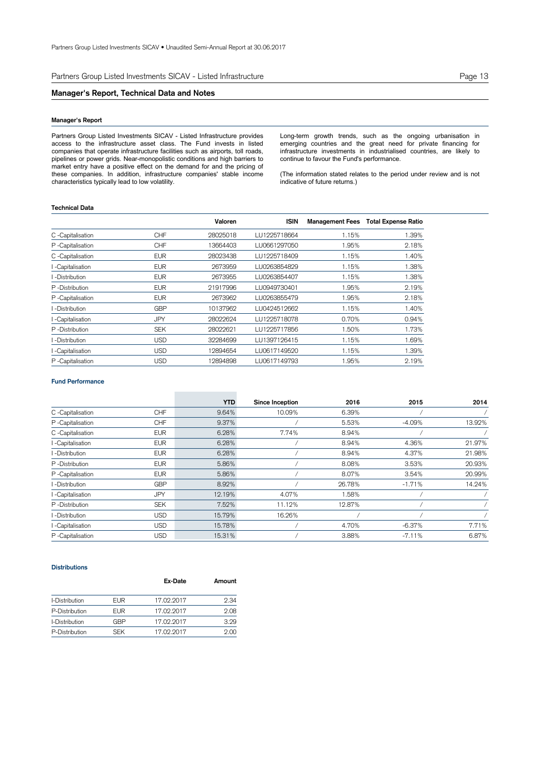## Partners Group Listed Investments SICAV - Listed Infrastructure

## Manager's Report, Technical Data and Notes

### Manager's Report

Partners Group Listed Investments SICAV - Listed Infrastructure provides access to the infrastructure asset class. The Fund invests in listed companies that operate infrastructure facilities such as airports, toll roads, pipelines or power grids. Near-monopolistic conditions and high barriers to market entry have a positive effect on the demand for and the pricing of these companies. In addition, infrastructure companies' stable income characteristics typically lead to low volatility.

Long-term growth trends, such as the ongoing urbanisation in emerging countries and the great need for private financing for infrastructure investments in industrialised countries, are likely to continue to favour the Fund's performance.

(The information stated relates to the period under review and is not indicative of future returns.)

### Technical Data

| | | Valoren | ISIN | Management Fees | Total Expense Ratio |
|---|---|---|---|---|---|
| C -Capitalisation | CHF | 28025018 | LU1225718664 | 1.15% | 1.39% |
| P -Capitalisation | CHF | 13664403 | LU0661297050 | 1.95% | 2.18% |
| C -Capitalisation | EUR | 28023438 | LU1225718409 | 1.15% | 1.40% |
| I -Capitalisation | EUR | 2673959 | LU0263854829 | 1.15% | 1.38% |
| I -Distribution | EUR | 2673955 | LU0263854407 | 1.15% | 1.38% |
| P -Distribution | EUR | 21917996 | LU0949730401 | 1.95% | 2.19% |
| P -Capitalisation | EUR | 2673962 | LU0263855479 | 1.95% | 2.18% |
| I -Distribution | GBP | 10137962 | LU0424512662 | 1.15% | 1.40% |
| I -Capitalisation | JPY | 28022624 | LU1225718078 | 0.70% | 0.94% |
| P -Distribution | SEK | 28022621 | LU1225717856 | 1.50% | 1.73% |
| I -Distribution | USD | 32284699 | LU1397126415 | 1.15% | 1.69% |
| I -Capitalisation | USD | 12894654 | LU0617149520 | 1.15% | 1.39% |
| P -Capitalisation | USD | 12894898 | LU0617149793 | 1.95% | 2.19% |

### Fund Performance

| | | YTD | Since Inception | 2016 | 2015 | 2014 |
|---|---|---|---|---|---|---|
| C -Capitalisation | CHF | 9.64% | 10.09% | 6.39% | / | / |
| P -Capitalisation | CHF | 9.37% | / | 5.53% | -4.09% | 13.92% |
| C -Capitalisation | EUR | 6.28% | 7.74% | 8.94% | / | / |
| I -Capitalisation | EUR | 6.28% | / | 8.94% | 4.36% | 21.97% |
| I -Distribution | EUR | 6.28% | / | 8.94% | 4.37% | 21.98% |
| P -Distribution | EUR | 5.86% | / | 8.08% | 3.53% | 20.93% |
| P -Capitalisation | EUR | 5.86% | / | 8.07% | 3.54% | 20.99% |
| I -Distribution | GBP | 8.92% | / | 26.78% | -1.71% | 14.24% |
| I -Capitalisation | JPY | 12.19% | 4.07% | 1.58% | / | / |
| P -Distribution | SEK | 7.52% | 11.12% | 12.87% | / | / |
| I -Distribution | USD | 15.79% | 16.26% | / | / | / |
| I -Capitalisation | USD | 15.78% | / | 4.70% | -6.37% | 7.71% |
| P -Capitalisation | USD | 15.31% | / | 3.88% | -7.11% | 6.87% |

### Distributions

| | | Ex-Date | Amount |
|---|---|---|---|
| I-Distribution | EUR | 17.02.2017 | 2.34 |
| P-Distribution | EUR | 17.02.2017 | 2.08 |
| I-Distribution | GBP | 17.02.2017 | 3.29 |
| P-Distribution | SEK | 17.02.2017 | 2.00 |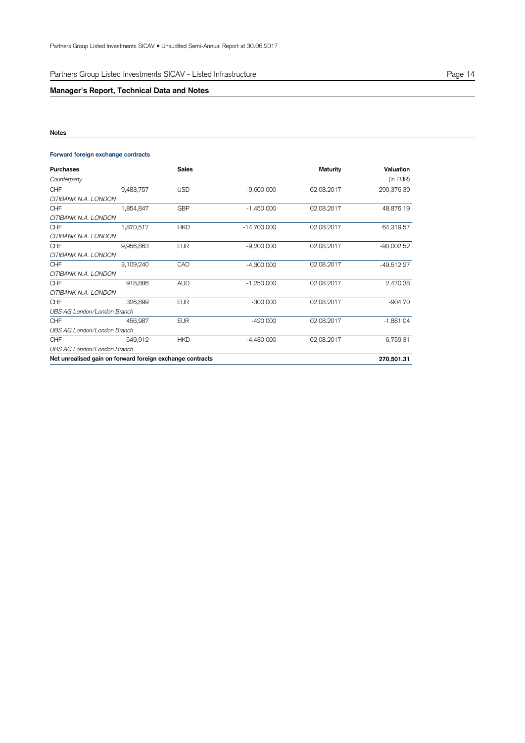## Manager's Report, Technical Data and Notes

### Notes

#### Forward foreign exchange contracts

| Purchases | | Sales | | Maturity | Valuation |
|---|---|---|---|---|---|
| *Counterparty* | | | | | (in EUR) |
| CHF | 9,483,757 | USD | -9,600,000 | 02.08.2017 | 290,376.39 |
| *CITIBANK N.A. LONDON* | | | | | |
| CHF | 1,854,847 | GBP | -1,450,000 | 02.08.2017 | 48,876.19 |
| *CITIBANK N.A. LONDON* | | | | | |
| CHF | 1,870,517 | HKD | -14,700,000 | 02.08.2017 | 64,319.57 |
| *CITIBANK N.A. LONDON* | | | | | |
| CHF | 9,956,863 | EUR | -9,200,000 | 02.08.2017 | -90,002.52 |
| *CITIBANK N.A. LONDON* | | | | | |
| CHF | 3,109,240 | CAD | -4,300,000 | 02.08.2017 | -49,512.27 |
| *CITIBANK N.A. LONDON* | | | | | |
| CHF | 918,886 | AUD | -1,250,000 | 02.08.2017 | 2,470.38 |
| *CITIBANK N.A. LONDON* | | | | | |
| CHF | 326,899 | EUR | -300,000 | 02.08.2017 | -904.70 |
| *UBS AG London/London Branch* | | | | | |
| CHF | 456,987 | EUR | -420,000 | 02.08.2017 | -1,881.04 |
| *UBS AG London/London Branch* | | | | | |
| CHF | 549,912 | HKD | -4,430,000 | 02.08.2017 | 6,759.31 |
| *UBS AG London/London Branch* | | | | | |
| **Net unrealised gain on forward foreign exchange contracts** | | | | | **270,501.31** |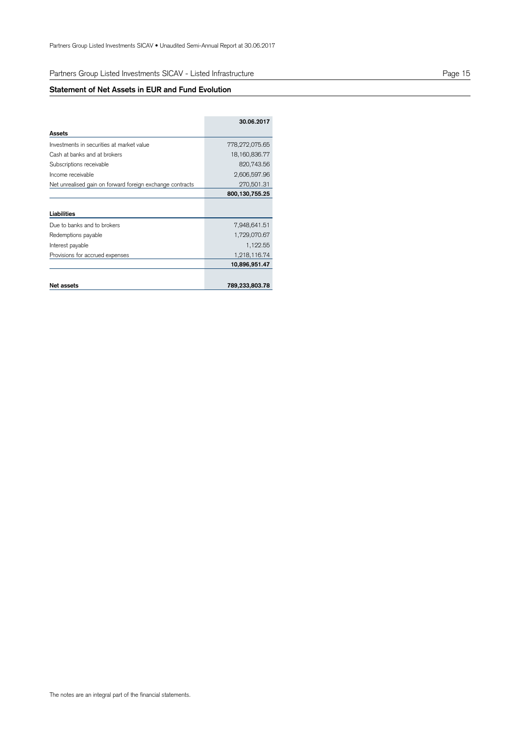## Partners Group Listed Investments SICAV - Listed Infrastructure

### Statement of Net Assets in EUR and Fund Evolution

| | 30.06.2017 |
|---|---|
| **Assets** | |
| Investments in securities at market value | 778,272,075.65 |
| Cash at banks and at brokers | 18,160,836.77 |
| Subscriptions receivable | 820,743.56 |
| Income receivable | 2,606,597.96 |
| Net unrealised gain on forward foreign exchange contracts | 270,501.31 |
| | **800,130,755.25** |
| **Liabilities** | |
| Due to banks and to brokers | 7,948,641.51 |
| Redemptions payable | 1,729,070.67 |
| Interest payable | 1,122.55 |
| Provisions for accrued expenses | 1,218,116.74 |
| | **10,896,951.47** |
| **Net assets** | **789,233,803.78** |

The notes are an integral part of the financial statements.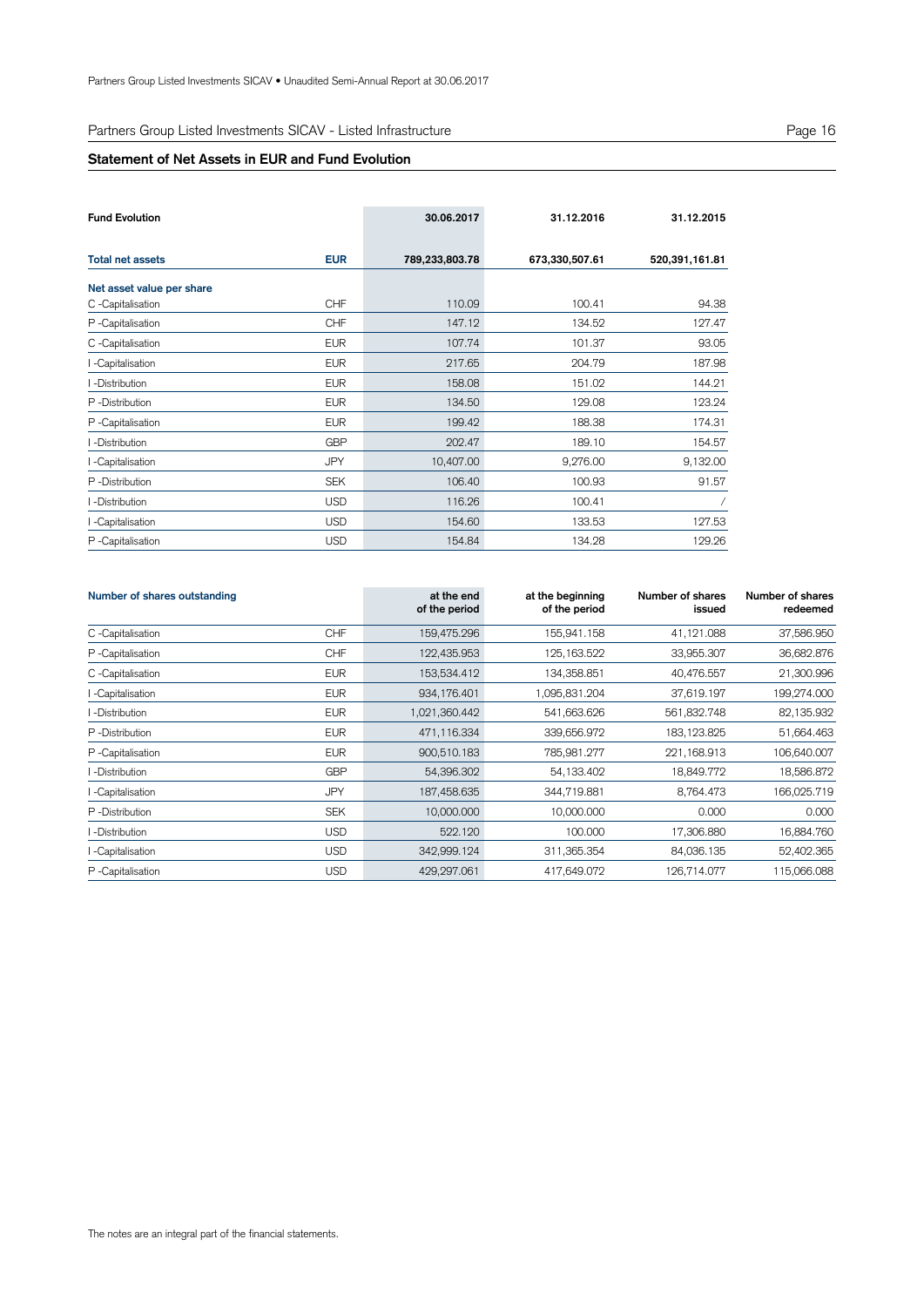## Statement of Net Assets in EUR and Fund Evolution

| Fund Evolution | | 30.06.2017 | 31.12.2016 | 31.12.2015 |
|---|---|---|---|---|
| **Total net assets** | **EUR** | **789,233,803.78** | **673,330,507.61** | **520,391,161.81** |
| **Net asset value per share** | | | | |
| C -Capitalisation | CHF | 110.09 | 100.41 | 94.38 |
| P -Capitalisation | CHF | 147.12 | 134.52 | 127.47 |
| C -Capitalisation | EUR | 107.74 | 101.37 | 93.05 |
| I -Capitalisation | EUR | 217.65 | 204.79 | 187.98 |
| I -Distribution | EUR | 158.08 | 151.02 | 144.21 |
| P -Distribution | EUR | 134.50 | 129.08 | 123.24 |
| P -Capitalisation | EUR | 199.42 | 188.38 | 174.31 |
| I -Distribution | GBP | 202.47 | 189.10 | 154.57 |
| I -Capitalisation | JPY | 10,407.00 | 9,276.00 | 9,132.00 |
| P -Distribution | SEK | 106.40 | 100.93 | 91.57 |
| I -Distribution | USD | 116.26 | 100.41 | / |
| I -Capitalisation | USD | 154.60 | 133.53 | 127.53 |
| P -Capitalisation | USD | 154.84 | 134.28 | 129.26 |

| Number of shares outstanding | | at the end of the period | at the beginning of the period | Number of shares issued | Number of shares redeemed |
|---|---|---|---|---|---|
| C -Capitalisation | CHF | 159,475.296 | 155,941.158 | 41,121.088 | 37,586.950 |
| P -Capitalisation | CHF | 122,435.953 | 125,163.522 | 33,955.307 | 36,682.876 |
| C -Capitalisation | EUR | 153,534.412 | 134,358.851 | 40,476.557 | 21,300.996 |
| I -Capitalisation | EUR | 934,176.401 | 1,095,831.204 | 37,619.197 | 199,274.000 |
| I -Distribution | EUR | 1,021,360.442 | 541,663.626 | 561,832.748 | 82,135.932 |
| P -Distribution | EUR | 471,116.334 | 339,656.972 | 183,123.825 | 51,664.463 |
| P -Capitalisation | EUR | 900,510.183 | 785,981.277 | 221,168.913 | 106,640.007 |
| I -Distribution | GBP | 54,396.302 | 54,133.402 | 18,849.772 | 18,586.872 |
| I -Capitalisation | JPY | 187,458.635 | 344,719.881 | 8,764.473 | 166,025.719 |
| P -Distribution | SEK | 10,000.000 | 10,000.000 | 0.000 | 0.000 |
| I -Distribution | USD | 522.120 | 100.000 | 17,306.880 | 16,884.760 |
| I -Capitalisation | USD | 342,999.124 | 311,365.354 | 84,036.135 | 52,402.365 |
| P -Capitalisation | USD | 429,297.061 | 417,649.072 | 126,714.077 | 115,066.088 |

The notes are an integral part of the financial statements.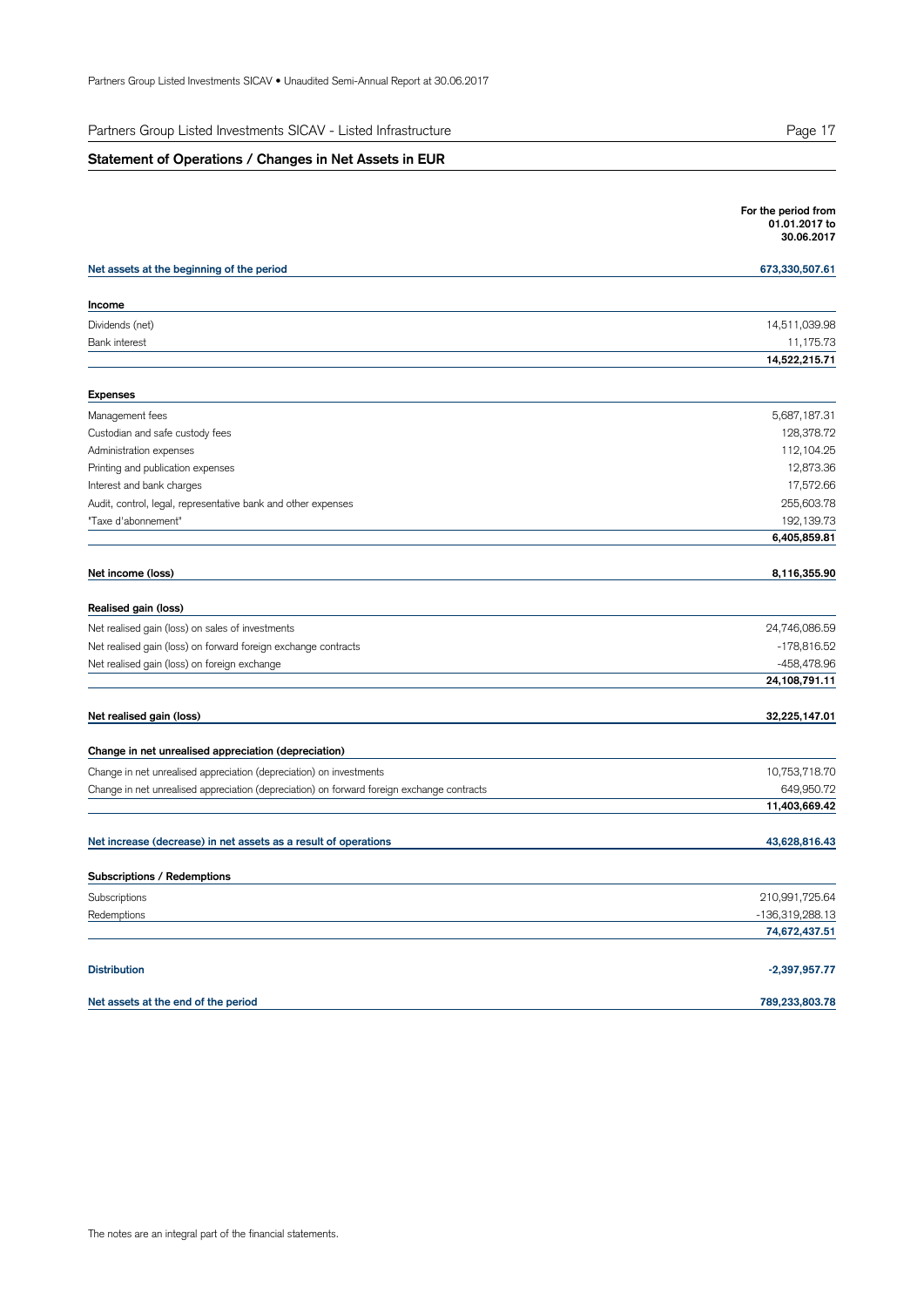## Partners Group Listed Investments SICAV - Listed Infrastructure

### Statement of Operations / Changes in Net Assets in EUR

| | For the period from 01.01.2017 to 30.06.2017 |
|---|---|
| **Net assets at the beginning of the period** | **673,330,507.61** |
| **Income** | |
| Dividends (net) | 14,511,039.98 |
| Bank interest | 11,175.73 |
| | **14,522,215.71** |
| **Expenses** | |
| Management fees | 5,687,187.31 |
| Custodian and safe custody fees | 128,378.72 |
| Administration expenses | 112,104.25 |
| Printing and publication expenses | 12,873.36 |
| Interest and bank charges | 17,572.66 |
| Audit, control, legal, representative bank and other expenses | 255,603.78 |
| "Taxe d'abonnement" | 192,139.73 |
| | **6,405,859.81** |
| **Net income (loss)** | **8,116,355.90** |
| **Realised gain (loss)** | |
| Net realised gain (loss) on sales of investments | 24,746,086.59 |
| Net realised gain (loss) on forward foreign exchange contracts | -178,816.52 |
| Net realised gain (loss) on foreign exchange | -458,478.96 |
| | **24,108,791.11** |
| **Net realised gain (loss)** | **32,225,147.01** |
| **Change in net unrealised appreciation (depreciation)** | |
| Change in net unrealised appreciation (depreciation) on investments | 10,753,718.70 |
| Change in net unrealised appreciation (depreciation) on forward foreign exchange contracts | 649,950.72 |
| | **11,403,669.42** |
| **Net increase (decrease) in net assets as a result of operations** | **43,628,816.43** |
| **Subscriptions / Redemptions** | |
| Subscriptions | 210,991,725.64 |
| Redemptions | -136,319,288.13 |
| | **74,672,437.51** |
| **Distribution** | **-2,397,957.77** |
| **Net assets at the end of the period** | **789,233,803.78** |

The notes are an integral part of the financial statements.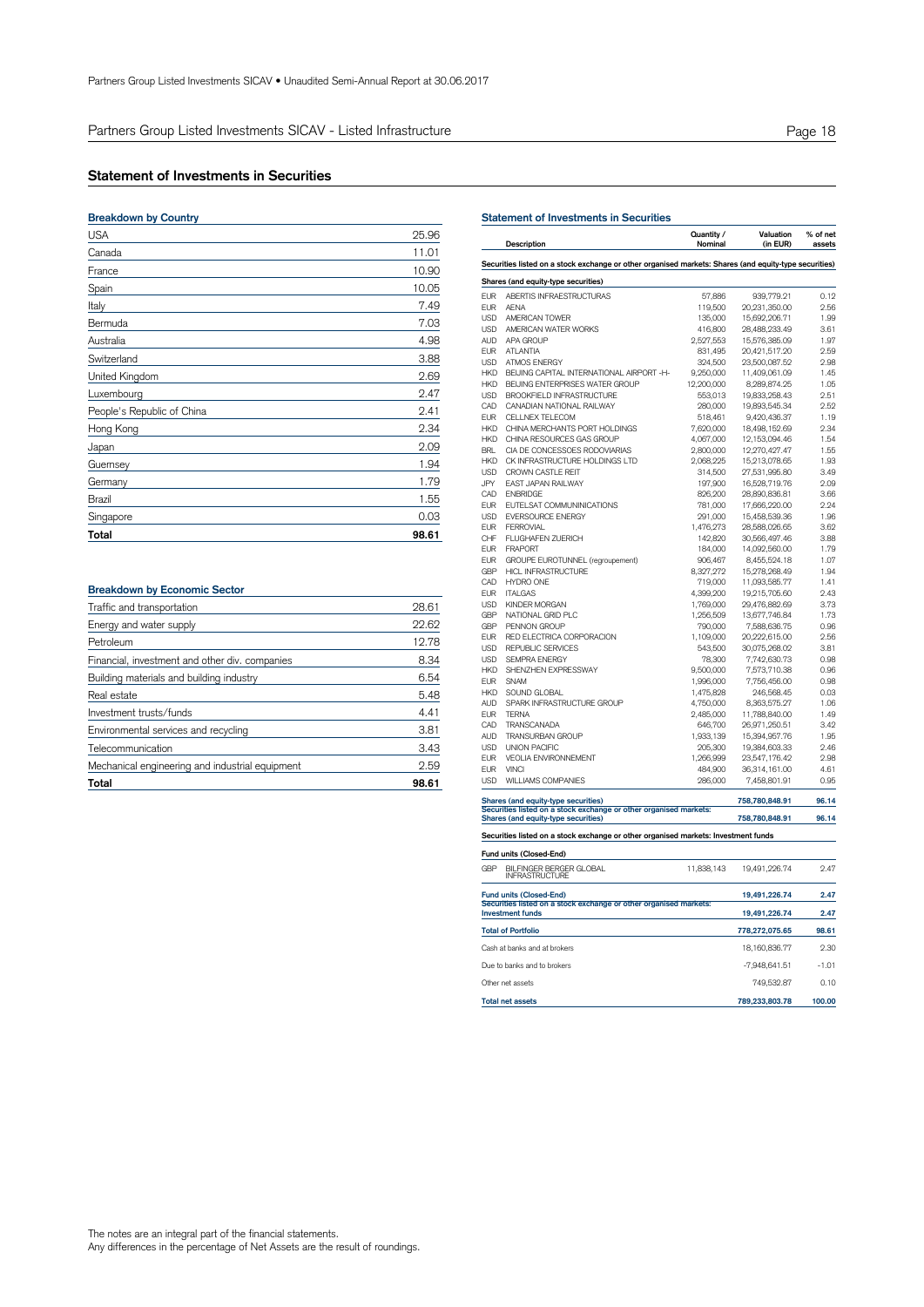# Partners Group Listed Investments SICAV - Listed Infrastructure

## Statement of Investments in Securities

### Breakdown by Country

| Country | % |
|---|---|
| USA | 25.96 |
| Canada | 11.01 |
| France | 10.90 |
| Spain | 10.05 |
| Italy | 7.49 |
| Bermuda | 7.03 |
| Australia | 4.98 |
| Switzerland | 3.88 |
| United Kingdom | 2.69 |
| Luxembourg | 2.47 |
| People's Republic of China | 2.41 |
| Hong Kong | 2.34 |
| Japan | 2.09 |
| Guernsey | 1.94 |
| Germany | 1.79 |
| Brazil | 1.55 |
| Singapore | 0.03 |
| **Total** | **98.61** |

### Breakdown by Economic Sector

| Sector | % |
|---|---|
| Traffic and transportation | 28.61 |
| Energy and water supply | 22.62 |
| Petroleum | 12.78 |
| Financial, investment and other div. companies | 8.34 |
| Building materials and building industry | 6.54 |
| Real estate | 5.48 |
| Investment trusts/funds | 4.41 |
| Environmental services and recycling | 3.81 |
| Telecommunication | 3.43 |
| Mechanical engineering and industrial equipment | 2.59 |
| **Total** | **98.61** |

### Statement of Investments in Securities

| | Description | Quantity / Nominal | Valuation (in EUR) | % of net assets |
|---|---|---|---|---|
| | **Securities listed on a stock exchange or other organised markets: Shares (and equity-type securities)** | | | |
| | **Shares (and equity-type securities)** | | | |
| EUR | ABERTIS INFRAESTRUCTURAS | 57,886 | 939,779.21 | 0.12 |
| EUR | AENA | 119,500 | 20,231,350.00 | 2.56 |
| USD | AMERICAN TOWER | 135,000 | 15,692,206.71 | 1.99 |
| USD | AMERICAN WATER WORKS | 416,800 | 28,488,233.49 | 3.61 |
| AUD | APA GROUP | 2,527,553 | 15,576,385.09 | 1.97 |
| EUR | ATLANTIA | 831,495 | 20,421,517.20 | 2.59 |
| USD | ATMOS ENERGY | 324,500 | 23,500,087.52 | 2.98 |
| HKD | BEIJING CAPITAL INTERNATIONAL AIRPORT -H- | 9,250,000 | 11,409,061.09 | 1.45 |
| HKD | BEIJING ENTERPRISES WATER GROUP | 12,200,000 | 8,289,874.25 | 1.05 |
| USD | BROOKFIELD INFRASTRUCTURE | 553,013 | 19,833,258.43 | 2.51 |
| CAD | CANADIAN NATIONAL RAILWAY | 280,000 | 19,893,545.34 | 2.52 |
| EUR | CELLNEX TELECOM | 518,461 | 9,420,436.37 | 1.19 |
| HKD | CHINA MERCHANTS PORT HOLDINGS | 7,620,000 | 18,498,152.69 | 2.34 |
| HKD | CHINA RESOURCES GAS GROUP | 4,067,000 | 12,153,094.46 | 1.54 |
| BRL | CIA DE CONCESSOES RODOVIARIAS | 2,800,000 | 12,270,427.47 | 1.55 |
| HKD | CK INFRASTRUCTURE HOLDINGS LTD | 2,068,225 | 15,213,078.65 | 1.93 |
| USD | CROWN CASTLE REIT | 314,500 | 27,531,995.80 | 3.49 |
| JPY | EAST JAPAN RAILWAY | 197,900 | 16,528,719.76 | 2.09 |
| CAD | ENBRIDGE | 826,200 | 28,890,836.81 | 3.66 |
| EUR | EUTELSAT COMMUNINICATIONS | 781,000 | 17,666,220.00 | 2.24 |
| USD | EVERSOURCE ENERGY | 291,000 | 15,458,539.36 | 1.96 |
| EUR | FERROVIAL | 1,476,273 | 28,588,026.65 | 3.62 |
| CHF | FLUGHAFEN ZUERICH | 142,820 | 30,566,497.46 | 3.88 |
| EUR | FRAPORT | 184,000 | 14,092,560.00 | 1.79 |
| EUR | GROUPE EUROTUNNEL (regroupement) | 906,467 | 8,455,524.18 | 1.07 |
| GBP | HICL INFRASTRUCTURE | 8,327,272 | 15,278,268.49 | 1.94 |
| CAD | HYDRO ONE | 719,000 | 11,093,585.77 | 1.41 |
| EUR | ITALGAS | 4,399,200 | 19,215,705.60 | 2.43 |
| USD | KINDER MORGAN | 1,769,000 | 29,476,882.69 | 3.73 |
| GBP | NATIONAL GRID PLC | 1,256,509 | 13,677,746.84 | 1.73 |
| GBP | PENNON GROUP | 790,000 | 7,588,636.75 | 0.96 |
| EUR | RED ELECTRICA CORPORACION | 1,109,000 | 20,222,615.00 | 2.56 |
| USD | REPUBLIC SERVICES | 543,500 | 30,075,268.02 | 3.81 |
| USD | SEMPRA ENERGY | 78,300 | 7,742,630.73 | 0.98 |
| HKD | SHENZHEN EXPRESSWAY | 9,500,000 | 7,573,710.38 | 0.96 |
| EUR | SNAM | 1,996,000 | 7,756,456.00 | 0.98 |
| HKD | SOUND GLOBAL | 1,475,828 | 246,568.45 | 0.03 |
| AUD | SPARK INFRASTRUCTURE GROUP | 4,750,000 | 8,363,575.27 | 1.06 |
| EUR | TERNA | 2,485,000 | 11,788,840.00 | 1.49 |
| CAD | TRANSCANADA | 646,700 | 26,971,250.51 | 3.42 |
| AUD | TRANSURBAN GROUP | 1,933,139 | 15,394,957.76 | 1.95 |
| USD | UNION PACIFIC | 205,300 | 19,384,603.33 | 2.46 |
| EUR | VEOLIA ENVIRONNEMENT | 1,266,999 | 23,547,176.42 | 2.98 |
| EUR | VINCI | 484,900 | 36,314,161.00 | 4.61 |
| USD | WILLIAMS COMPANIES | 286,000 | 7,458,801.91 | 0.95 |
| | **Shares (and equity-type securities)** | | **758,780,848.91** | **96.14** |
| | **Securities listed on a stock exchange or other organised markets: Shares (and equity-type securities)** | | **758,780,848.91** | **96.14** |
| | **Securities listed on a stock exchange or other organised markets: Investment funds** | | | |
| | **Fund units (Closed-End)** | | | |
| GBP | BILFINGER BERGER GLOBAL INFRASTRUCTURE | 11,838,143 | 19,491,226.74 | 2.47 |
| | **Fund units (Closed-End)** | | **19,491,226.74** | **2.47** |
| | **Securities listed on a stock exchange or other organised markets: Investment funds** | | **19,491,226.74** | **2.47** |
| | **Total of Portfolio** | | **778,272,075.65** | **98.61** |
| | Cash at banks and at brokers | | 18,160,836.77 | 2.30 |
| | Due to banks and to brokers | | -7,948,641.51 | -1.01 |
| | Other net assets | | 749,532.87 | 0.10 |
| | **Total net assets** | | **789,233,803.78** | **100.00** |

The notes are an integral part of the financial statements.
Any differences in the percentage of Net Assets are the result of roundings.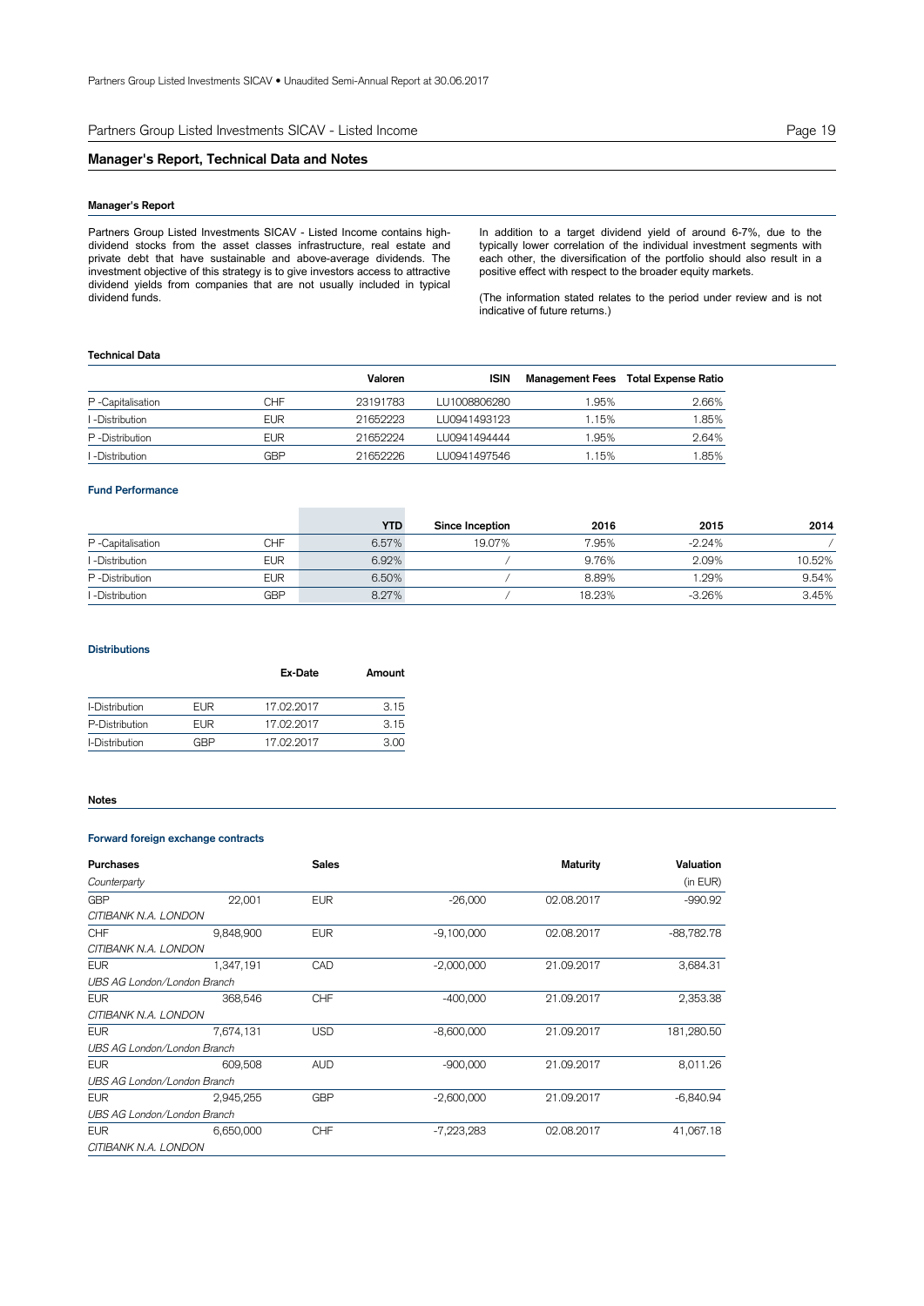## Partners Group Listed Investments SICAV - Listed Income

## Manager's Report, Technical Data and Notes

### Manager's Report

Partners Group Listed Investments SICAV - Listed Income contains high-dividend stocks from the asset classes infrastructure, real estate and private debt that have sustainable and above-average dividends. The investment objective of this strategy is to give investors access to attractive dividend yields from companies that are not usually included in typical dividend funds.

In addition to a target dividend yield of around 6-7%, due to the typically lower correlation of the individual investment segments with each other, the diversification of the portfolio should also result in a positive effect with respect to the broader equity markets.

(The information stated relates to the period under review and is not indicative of future returns.)

### Technical Data

| | | Valoren | ISIN | Management Fees | Total Expense Ratio |
|---|---|---|---|---|---|
| P -Capitalisation | CHF | 23191783 | LU1008806280 | 1.95% | 2.66% |
| I -Distribution | EUR | 21652223 | LU0941493123 | 1.15% | 1.85% |
| P -Distribution | EUR | 21652224 | LU0941494444 | 1.95% | 2.64% |
| I -Distribution | GBP | 21652226 | LU0941497546 | 1.15% | 1.85% |

### Fund Performance

| | | YTD | Since Inception | 2016 | 2015 | 2014 |
|---|---|---|---|---|---|---|
| P -Capitalisation | CHF | 6.57% | 19.07% | 7.95% | -2.24% | / |
| I -Distribution | EUR | 6.92% | / | 9.76% | 2.09% | 10.52% |
| P -Distribution | EUR | 6.50% | / | 8.89% | 1.29% | 9.54% |
| I -Distribution | GBP | 8.27% | / | 18.23% | -3.26% | 3.45% |

### Distributions

| | | Ex-Date | Amount |
|---|---|---|---|
| I-Distribution | EUR | 17.02.2017 | 3.15 |
| P-Distribution | EUR | 17.02.2017 | 3.15 |
| I-Distribution | GBP | 17.02.2017 | 3.00 |

### Notes

#### Forward foreign exchange contracts

| Purchases | | Sales | | Maturity | Valuation |
|---|---|---|---|---|---|
| *Counterparty* | | | | | (in EUR) |
| GBP | 22,001 | EUR | -26,000 | 02.08.2017 | -990.92 |
| *CITIBANK N.A. LONDON* | | | | | |
| CHF | 9,848,900 | EUR | -9,100,000 | 02.08.2017 | -88,782.78 |
| *CITIBANK N.A. LONDON* | | | | | |
| EUR | 1,347,191 | CAD | -2,000,000 | 21.09.2017 | 3,684.31 |
| *UBS AG London/London Branch* | | | | | |
| EUR | 368,546 | CHF | -400,000 | 21.09.2017 | 2,353.38 |
| *CITIBANK N.A. LONDON* | | | | | |
| EUR | 7,674,131 | USD | -8,600,000 | 21.09.2017 | 181,280.50 |
| *UBS AG London/London Branch* | | | | | |
| EUR | 609,508 | AUD | -900,000 | 21.09.2017 | 8,011.26 |
| *UBS AG London/London Branch* | | | | | |
| EUR | 2,945,255 | GBP | -2,600,000 | 21.09.2017 | -6,840.94 |
| *UBS AG London/London Branch* | | | | | |
| EUR | 6,650,000 | CHF | -7,223,283 | 02.08.2017 | 41,067.18 |
| *CITIBANK N.A. LONDON* | | | | | |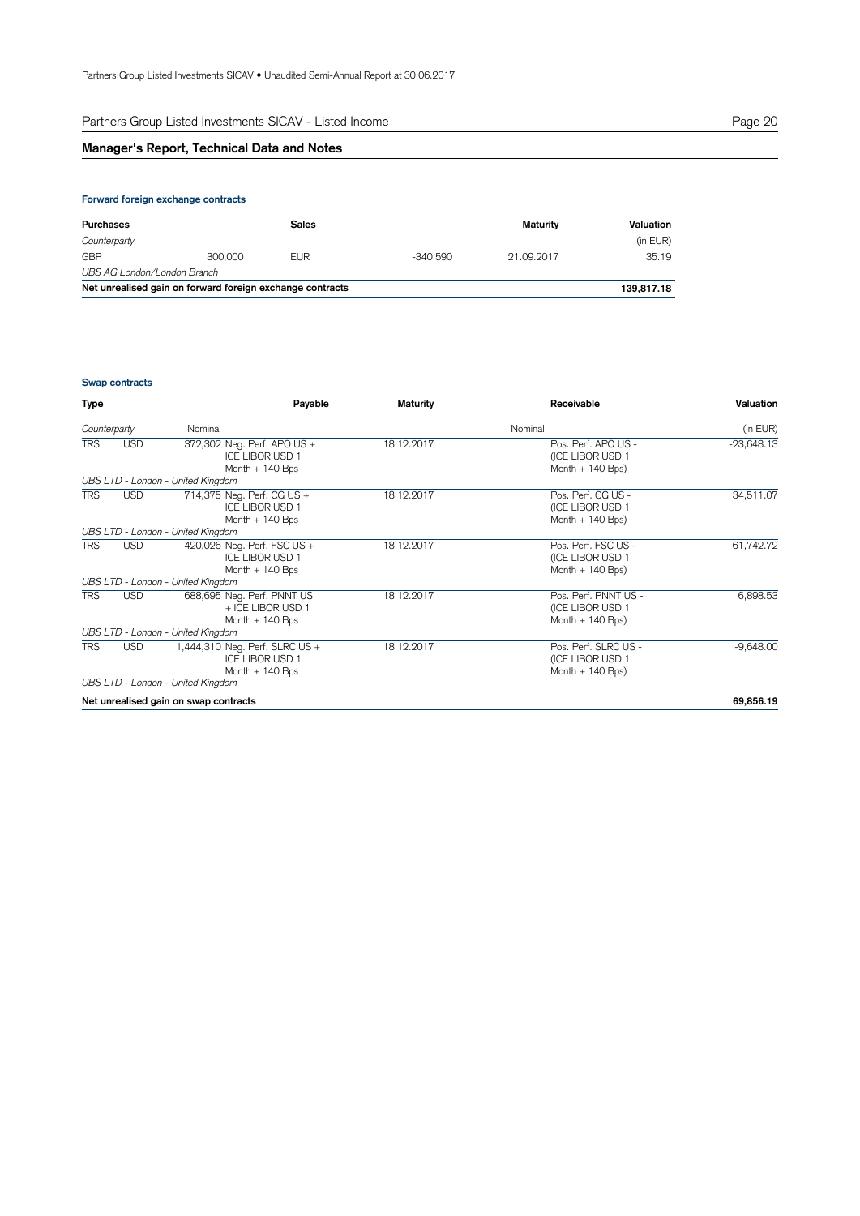## Manager's Report, Technical Data and Notes

### Forward foreign exchange contracts

| Purchases | | Sales | | Maturity | Valuation |
|---|---|---|---|---|---|
| *Counterparty* | | | | | (in EUR) |
| GBP | 300,000 | EUR | -340,590 | 21.09.2017 | 35.19 |
| *UBS AG London/London Branch* | | | | | |
| **Net unrealised gain on forward foreign exchange contracts** | | | | | **139,817.18** |

### Swap contracts

| Type | | Payable | | Maturity | Receivable | | Valuation |
|---|---|---|---|---|---|---|---|
| *Counterparty* | | Nominal | | | Nominal | | (in EUR) |
| TRS | USD | 372,302 | Neg. Perf. APO US + ICE LIBOR USD 1 Month + 140 Bps | 18.12.2017 | | Pos. Perf. APO US - (ICE LIBOR USD 1 Month + 140 Bps) | -23,648.13 |
| *UBS LTD - London - United Kingdom* | | | | | | | |
| TRS | USD | 714,375 | Neg. Perf. CG US + ICE LIBOR USD 1 Month + 140 Bps | 18.12.2017 | | Pos. Perf. CG US - (ICE LIBOR USD 1 Month + 140 Bps) | 34,511.07 |
| *UBS LTD - London - United Kingdom* | | | | | | | |
| TRS | USD | 420,026 | Neg. Perf. FSC US + ICE LIBOR USD 1 Month + 140 Bps | 18.12.2017 | | Pos. Perf. FSC US - (ICE LIBOR USD 1 Month + 140 Bps) | 61,742.72 |
| *UBS LTD - London - United Kingdom* | | | | | | | |
| TRS | USD | 688,695 | Neg. Perf. PNNT US + ICE LIBOR USD 1 Month + 140 Bps | 18.12.2017 | | Pos. Perf. PNNT US - (ICE LIBOR USD 1 Month + 140 Bps) | 6,898.53 |
| *UBS LTD - London - United Kingdom* | | | | | | | |
| TRS | USD | 1,444,310 | Neg. Perf. SLRC US + ICE LIBOR USD 1 Month + 140 Bps | 18.12.2017 | | Pos. Perf. SLRC US - (ICE LIBOR USD 1 Month + 140 Bps) | -9,648.00 |
| *UBS LTD - London - United Kingdom* | | | | | | | |
| **Net unrealised gain on swap contracts** | | | | | | | **69,856.19** |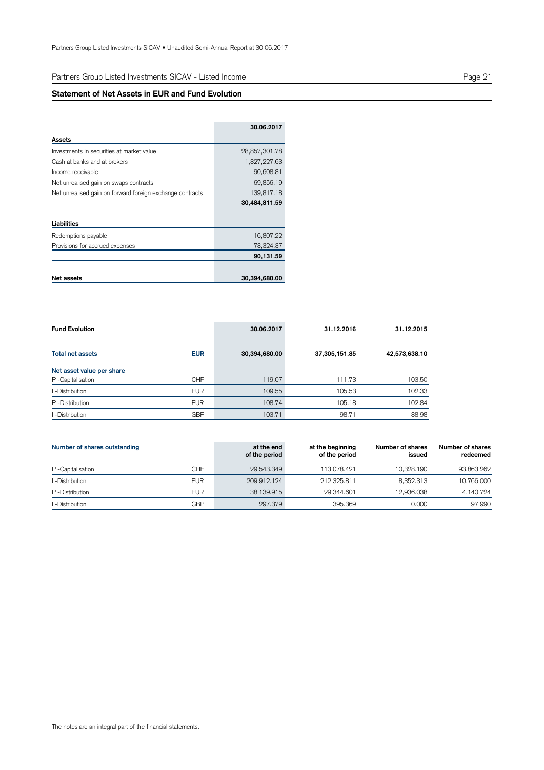## Partners Group Listed Investments SICAV - Listed Income

### Statement of Net Assets in EUR and Fund Evolution

| | 30.06.2017 |
|---|---|
| **Assets** | |
| Investments in securities at market value | 28,857,301.78 |
| Cash at banks and at brokers | 1,327,227.63 |
| Income receivable | 90,608.81 |
| Net unrealised gain on swaps contracts | 69,856.19 |
| Net unrealised gain on forward foreign exchange contracts | 139,817.18 |
| | **30,484,811.59** |
| **Liabilities** | |
| Redemptions payable | 16,807.22 |
| Provisions for accrued expenses | 73,324.37 |
| | **90,131.59** |
| **Net assets** | **30,394,680.00** |

| **Fund Evolution** | | 30.06.2017 | 31.12.2016 | 31.12.2015 |
|---|---|---|---|---|
| **Total net assets** | **EUR** | **30,394,680.00** | **37,305,151.85** | **42,573,638.10** |
| **Net asset value per share** | | | | |
| P -Capitalisation | CHF | 119.07 | 111.73 | 103.50 |
| I -Distribution | EUR | 109.55 | 105.53 | 102.33 |
| P -Distribution | EUR | 108.74 | 105.18 | 102.84 |
| I -Distribution | GBP | 103.71 | 98.71 | 88.98 |

| **Number of shares outstanding** | | at the end of the period | at the beginning of the period | Number of shares issued | Number of shares redeemed |
|---|---|---|---|---|---|
| P -Capitalisation | CHF | 29,543.349 | 113,078.421 | 10,328.190 | 93,863.262 |
| I -Distribution | EUR | 209,912.124 | 212,325.811 | 8,352.313 | 10,766.000 |
| P -Distribution | EUR | 38,139.915 | 29,344.601 | 12,936.038 | 4,140.724 |
| I -Distribution | GBP | 297.379 | 395.369 | 0.000 | 97.990 |

The notes are an integral part of the financial statements.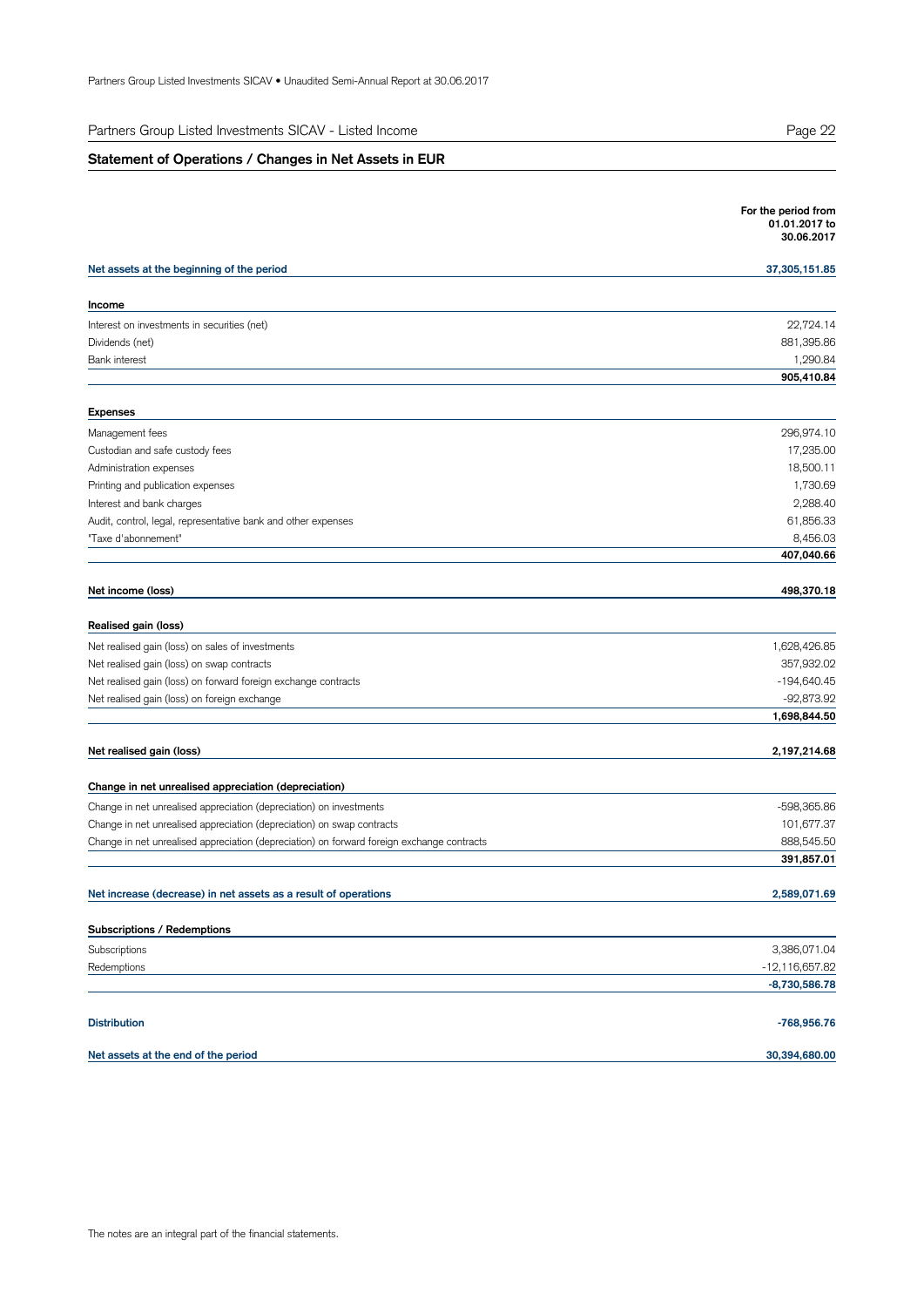## Partners Group Listed Investments SICAV - Listed Income

### Statement of Operations / Changes in Net Assets in EUR

| | For the period from 01.01.2017 to 30.06.2017 |
|---|---|
| **Net assets at the beginning of the period** | **37,305,151.85** |
| **Income** | |
| Interest on investments in securities (net) | 22,724.14 |
| Dividends (net) | 881,395.86 |
| Bank interest | 1,290.84 |
| | **905,410.84** |
| **Expenses** | |
| Management fees | 296,974.10 |
| Custodian and safe custody fees | 17,235.00 |
| Administration expenses | 18,500.11 |
| Printing and publication expenses | 1,730.69 |
| Interest and bank charges | 2,288.40 |
| Audit, control, legal, representative bank and other expenses | 61,856.33 |
| "Taxe d'abonnement" | 8,456.03 |
| | **407,040.66** |
| **Net income (loss)** | **498,370.18** |
| **Realised gain (loss)** | |
| Net realised gain (loss) on sales of investments | 1,628,426.85 |
| Net realised gain (loss) on swap contracts | 357,932.02 |
| Net realised gain (loss) on forward foreign exchange contracts | -194,640.45 |
| Net realised gain (loss) on foreign exchange | -92,873.92 |
| | **1,698,844.50** |
| **Net realised gain (loss)** | **2,197,214.68** |
| **Change in net unrealised appreciation (depreciation)** | |
| Change in net unrealised appreciation (depreciation) on investments | -598,365.86 |
| Change in net unrealised appreciation (depreciation) on swap contracts | 101,677.37 |
| Change in net unrealised appreciation (depreciation) on forward foreign exchange contracts | 888,545.50 |
| | **391,857.01** |
| **Net increase (decrease) in net assets as a result of operations** | **2,589,071.69** |
| **Subscriptions / Redemptions** | |
| Subscriptions | 3,386,071.04 |
| Redemptions | -12,116,657.82 |
| | **-8,730,586.78** |
| **Distribution** | **-768,956.76** |
| **Net assets at the end of the period** | **30,394,680.00** |

The notes are an integral part of the financial statements.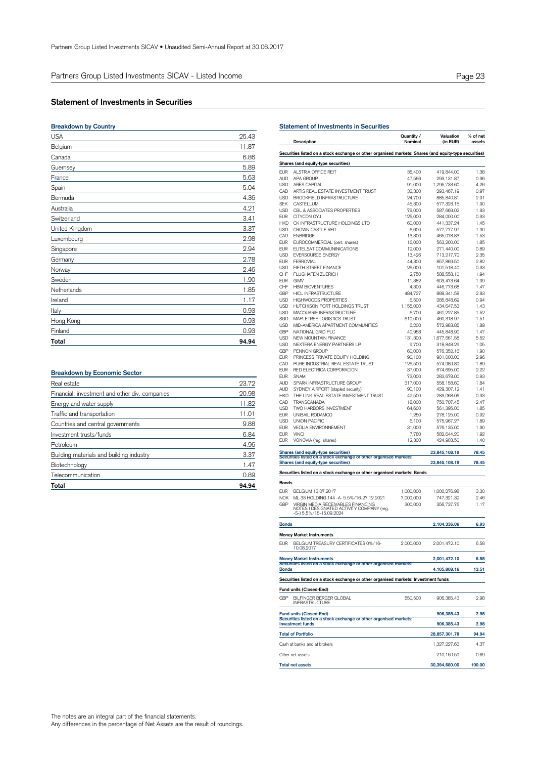## Partners Group Listed Investments SICAV - Listed Income

### Statement of Investments in Securities

#### Breakdown by Country

| | |
|---|---|
| USA | 25.43 |
| Belgium | 11.87 |
| Canada | 6.86 |
| Guernsey | 5.89 |
| France | 5.63 |
| Spain | 5.04 |
| Bermuda | 4.36 |
| Australia | 4.21 |
| Switzerland | 3.41 |
| United Kingdom | 3.37 |
| Luxembourg | 2.98 |
| Singapore | 2.94 |
| Germany | 2.78 |
| Norway | 2.46 |
| Sweden | 1.90 |
| Netherlands | 1.85 |
| Ireland | 1.17 |
| Italy | 0.93 |
| Hong Kong | 0.93 |
| Finland | 0.93 |
| **Total** | **94.94** |

#### Breakdown by Economic Sector

| | |
|---|---|
| Real estate | 23.72 |
| Financial, investment and other div. companies | 20.98 |
| Energy and water supply | 11.82 |
| Traffic and transportation | 11.01 |
| Countries and central governments | 9.88 |
| Investment trusts/funds | 6.84 |
| Petroleum | 4.96 |
| Building materials and building industry | 3.37 |
| Biotechnology | 1.47 |
| Telecommunication | 0.89 |
| **Total** | **94.94** |

#### Statement of Investments in Securities

| | Description | Quantity / Nominal | Valuation (in EUR) | % of net assets |
|---|---|---|---|---|
| **Securities listed on a stock exchange or other organised markets: Shares (and equity-type securities)** | | | | |
| **Shares (and equity-type securities)** | | | | |
| EUR | ALSTRIA OFFICE REIT | 35,400 | 419,844.00 | 1.38 |
| AUD | APA GROUP | 47,566 | 293,131.87 | 0.96 |
| USD | ARES CAPITAL | 91,000 | 1,295,733.60 | 4.26 |
| CAD | ARTIS REAL ESTATE INVESTMENT TRUST | 33,300 | 293,467.19 | 0.97 |
| USD | BROOKFIELD INFRASTRUCTURE | 24,700 | 885,840.81 | 2.91 |
| SEK | CASTELLUM | 45,300 | 577,323.15 | 1.90 |
| USD | CBL & ASSOCIATES PROPERTIES | 79,000 | 587,669.02 | 1.93 |
| EUR | CITYCON OYJ | 125,000 | 284,000.00 | 0.93 |
| HKD | CK INFRASTRUCTURE HOLDINGS LTD | 60,000 | 441,337.24 | 1.45 |
| USD | CROWN CASTLE REIT | 6,600 | 577,777.97 | 1.90 |
| CAD | ENBRIDGE | 13,300 | 465,078.83 | 1.53 |
| EUR | EUROCOMMERCIAL (cert. shares) | 16,000 | 563,200.00 | 1.85 |
| EUR | EUTELSAT COMMUNINICATIONS | 12,000 | 271,440.00 | 0.89 |
| USD | EVERSOURCE ENERGY | 13,426 | 713,217.70 | 2.35 |
| EUR | FERROVIAL | 44,300 | 857,869.50 | 2.82 |
| USD | FIFTH STREET FINANCE | 25,000 | 101,518.40 | 0.33 |
| CHF | FLUGHAFEN ZUERICH | 2,750 | 588,558.10 | 1.94 |
| EUR | GIMV | 11,382 | 603,473.64 | 1.99 |
| CHF | HBM BIOVENTURES | 4,300 | 446,773.68 | 1.47 |
| GBP | HICL INFRASTRUCTURE | 484,727 | 889,341.58 | 2.93 |
| USD | HIGHWOODS PROPERTIES | 6,500 | 285,848.69 | 0.94 |
| USD | HUTCHISON PORT HOLDINGS TRUST | 1,155,000 | 434,647.53 | 1.43 |
| USD | MACQUARIE INFRASTRUCTURE | 6,700 | 461,227.85 | 1.52 |
| SGD | MAPLETREE LOGISTICS TRUST | 610,000 | 460,318.97 | 1.51 |
| USD | MID-AMERICA APARTMENT COMMUNITIES | 6,200 | 572,983.85 | 1.89 |
| GBP | NATIONAL GRID PLC | 40,958 | 445,848.90 | 1.47 |
| USD | NEW MOUNTAIN FINANCE | 131,300 | 1,677,661.58 | 5.52 |
| USD | NEXTERA ENERGY PARTNERS LP | 9,700 | 318,848.29 | 1.05 |
| GBP | PENNON GROUP | 60,000 | 576,352.16 | 1.90 |
| EUR | PRINCESS PRIVATE EQUITY HOLDING | 90,100 | 901,000.00 | 2.96 |
| CAD | PURE INDUSTRIAL REAL ESTATE TRUST | 125,500 | 574,989.89 | 1.89 |
| EUR | RED ELECTRICA CORPORACION | 37,000 | 674,695.00 | 2.22 |
| EUR | SNAM | 73,000 | 283,678.00 | 0.93 |
| AUD | SPARK INFRASTRUCTURE GROUP | 317,000 | 558,158.60 | 1.84 |
| AUD | SYDNEY AIRPORT (stapled security) | 90,100 | 429,307.12 | 1.41 |
| HKD | THE LINK REAL ESTATE INVESTMENT TRUST | 42,500 | 283,068.06 | 0.93 |
| CAD | TRANSCANADA | 18,000 | 750,707.45 | 2.47 |
| USD | TWO HARBORS INVESTMENT | 64,600 | 561,395.00 | 1.85 |
| EUR | UNIBAIL RODAMCO | 1,250 | 278,125.00 | 0.92 |
| USD | UNION PACIFIC | 6,100 | 575,967.27 | 1.89 |
| EUR | VEOLIA ENVIRONNEMENT | 31,000 | 576,135.00 | 1.90 |
| EUR | VINCI | 7,780 | 582,644.20 | 1.92 |
| EUR | VONOVIA (reg. shares) | 12,300 | 424,903.50 | 1.40 |
| **Shares (and equity-type securities)** | | | **23,845,108.19** | **78.45** |
| **Securities listed on a stock exchange or other organised markets: Shares (and equity-type securities)** | | | **23,845,108.19** | **78.45** |
| **Securities listed on a stock exchange or other organised markets: Bonds** | | | | |
| **Bonds** | | | | |
| EUR | BELGIUM 13.07.2017 | 1,000,000 | 1,000,276.98 | 3.30 |
| NOK | ML 33 HOLDING 144 -A- 5.5%/16-27.12.2021 | 7,000,000 | 747,321.32 | 2.46 |
| GBP | VIRGIN MEDIA RECEIVABLES FINANCING NOTES I DESIGNATED ACTIVITY COMPANY (reg. -S-) 5.5%/16-15.09.2024 | 300,000 | 356,737.76 | 1.17 |
| **Bonds** | | | **2,104,336.06** | **6.93** |
| **Money Market Instruments** | | | | |
| EUR | BELGIUM TREASURY CERTIFICATES 0%/16-10.08.2017 | 2,000,000 | 2,001,472.10 | 6.58 |
| **Money Market Instruments** | | | **2,001,472.10** | **6.58** |
| **Securities listed on a stock exchange or other organised markets: Bonds** | | | **4,105,808.16** | **13.51** |
| **Securities listed on a stock exchange or other organised markets: Investment funds** | | | | |
| **Fund units (Closed-End)** | | | | |
| GBP | BILFINGER BERGER GLOBAL INFRASTRUCTURE | 550,500 | 906,385.43 | 2.98 |
| **Fund units (Closed-End)** | | | **906,385.43** | **2.98** |
| **Securities listed on a stock exchange or other organised markets: Investment funds** | | | **906,385.43** | **2.98** |
| **Total of Portfolio** | | | **28,857,301.78** | **94.94** |
| Cash at banks and at brokers | | | 1,327,227.63 | 4.37 |
| Other net assets | | | 210,150.59 | 0.69 |
| **Total net assets** | | | **30,394,680.00** | **100.00** |

The notes are an integral part of the financial statements.
Any differences in the percentage of Net Assets are the result of roundings.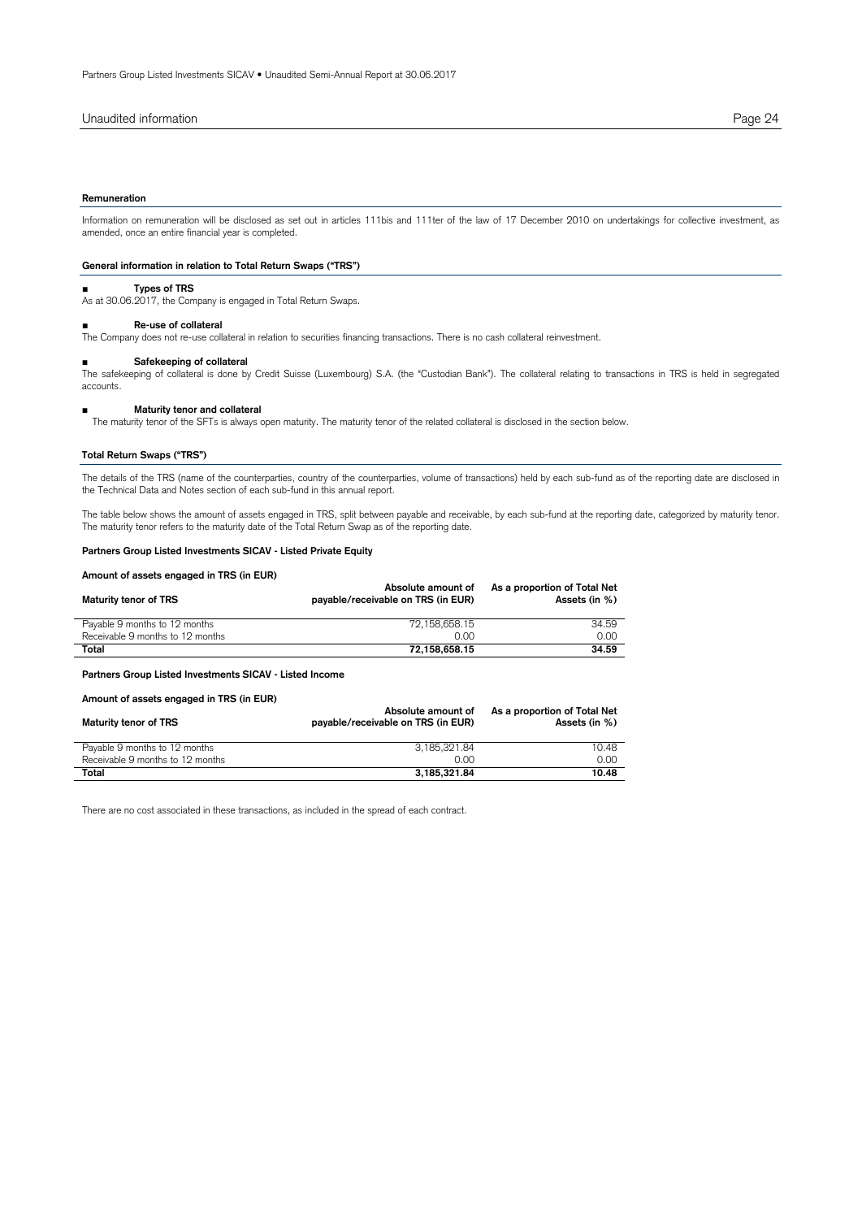## Remuneration

Information on remuneration will be disclosed as set out in articles 111bis and 111ter of the law of 17 December 2010 on undertakings for collective investment, as amended, once an entire financial year is completed.

## General information in relation to Total Return Swaps ("TRS")

- **Types of TRS**

As at 30.06.2017, the Company is engaged in Total Return Swaps.

- **Re-use of collateral**

The Company does not re-use collateral in relation to securities financing transactions. There is no cash collateral reinvestment.

- **Safekeeping of collateral**

The safekeeping of collateral is done by Credit Suisse (Luxembourg) S.A. (the "Custodian Bank"). The collateral relating to transactions in TRS is held in segregated accounts.

- **Maturity tenor and collateral**

The maturity tenor of the SFTs is always open maturity. The maturity tenor of the related collateral is disclosed in the section below.

## Total Return Swaps ("TRS")

The details of the TRS (name of the counterparties, country of the counterparties, volume of transactions) held by each sub-fund as of the reporting date are disclosed in the Technical Data and Notes section of each sub-fund in this annual report.

The table below shows the amount of assets engaged in TRS, split between payable and receivable, by each sub-fund at the reporting date, categorized by maturity tenor. The maturity tenor refers to the maturity date of the Total Return Swap as of the reporting date.

### Partners Group Listed Investments SICAV - Listed Private Equity

**Amount of assets engaged in TRS (in EUR)**

| Maturity tenor of TRS | Absolute amount of payable/receivable on TRS (in EUR) | As a proportion of Total Net Assets (in %) |
|---|---|---|
| Payable 9 months to 12 months | 72,158,658.15 | 34.59 |
| Receivable 9 months to 12 months | 0.00 | 0.00 |
| **Total** | **72,158,658.15** | **34.59** |

### Partners Group Listed Investments SICAV - Listed Income

**Amount of assets engaged in TRS (in EUR)**

| Maturity tenor of TRS | Absolute amount of payable/receivable on TRS (in EUR) | As a proportion of Total Net Assets (in %) |
|---|---|---|
| Payable 9 months to 12 months | 3,185,321.84 | 10.48 |
| Receivable 9 months to 12 months | 0.00 | 0.00 |
| **Total** | **3,185,321.84** | **10.48** |

There are no cost associated in these transactions, as included in the spread of each contract.